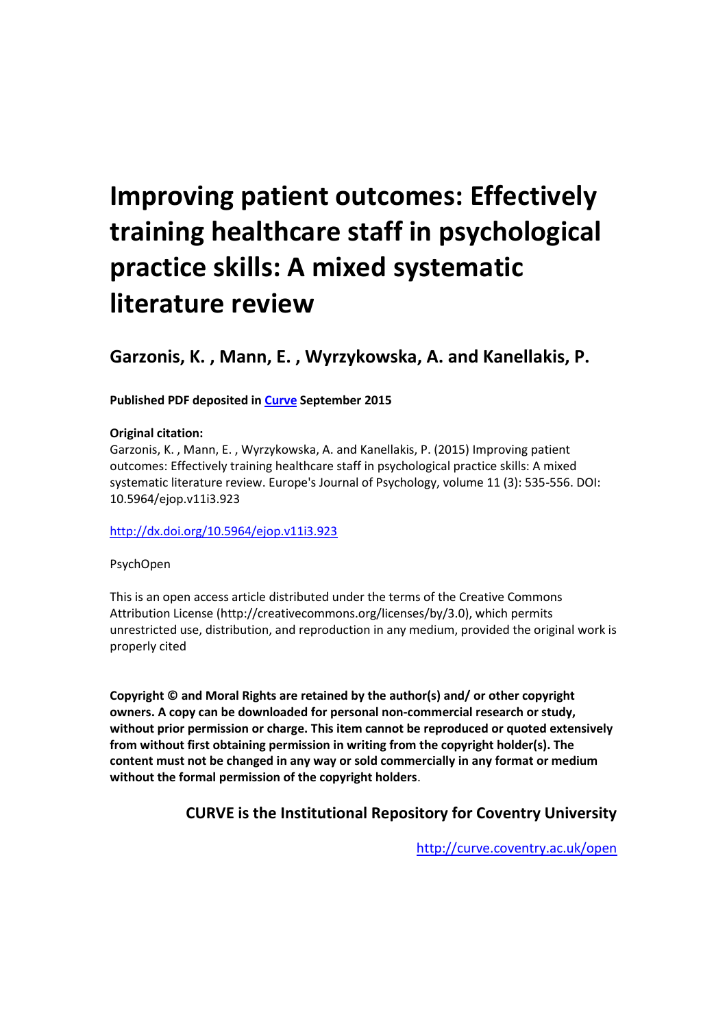# Improving patient outcomes: Effectively training healthcare staff in psychological practice skills: A mixed systematic literature review

## Garzonis, K. , Mann, E. , Wyrzykowska, A. and Kanellakis, P.

**Published PDF deposited in [Curve](http://curve.coventry.ac.uk/open) September 2015**

**Original citation:**
Garzonis, K. , Mann, E. , Wyrzykowska, A. and Kanellakis, P. (2015) Improving patient outcomes: Effectively training healthcare staff in psychological practice skills: A mixed systematic literature review. Europe's Journal of Psychology, volume 11 (3): 535-556. DOI: 10.5964/ejop.v11i3.923

[http://dx.doi.org/10.5964/ejop.v11i3.923](http://dx.doi.org/10.5964/ejop.v11i3.923)

PsychOpen

This is an open access article distributed under the terms of the Creative Commons Attribution License (http://creativecommons.org/licenses/by/3.0), which permits unrestricted use, distribution, and reproduction in any medium, provided the original work is properly cited

**Copyright © and Moral Rights are retained by the author(s) and/ or other copyright owners. A copy can be downloaded for personal non-commercial research or study, without prior permission or charge. This item cannot be reproduced or quoted extensively from without first obtaining permission in writing from the copyright holder(s). The content must not be changed in any way or sold commercially in any format or medium without the formal permission of the copyright holders**.

**CURVE is the Institutional Repository for Coventry University**

[http://curve.coventry.ac.uk/open](http://curve.coventry.ac.uk/open)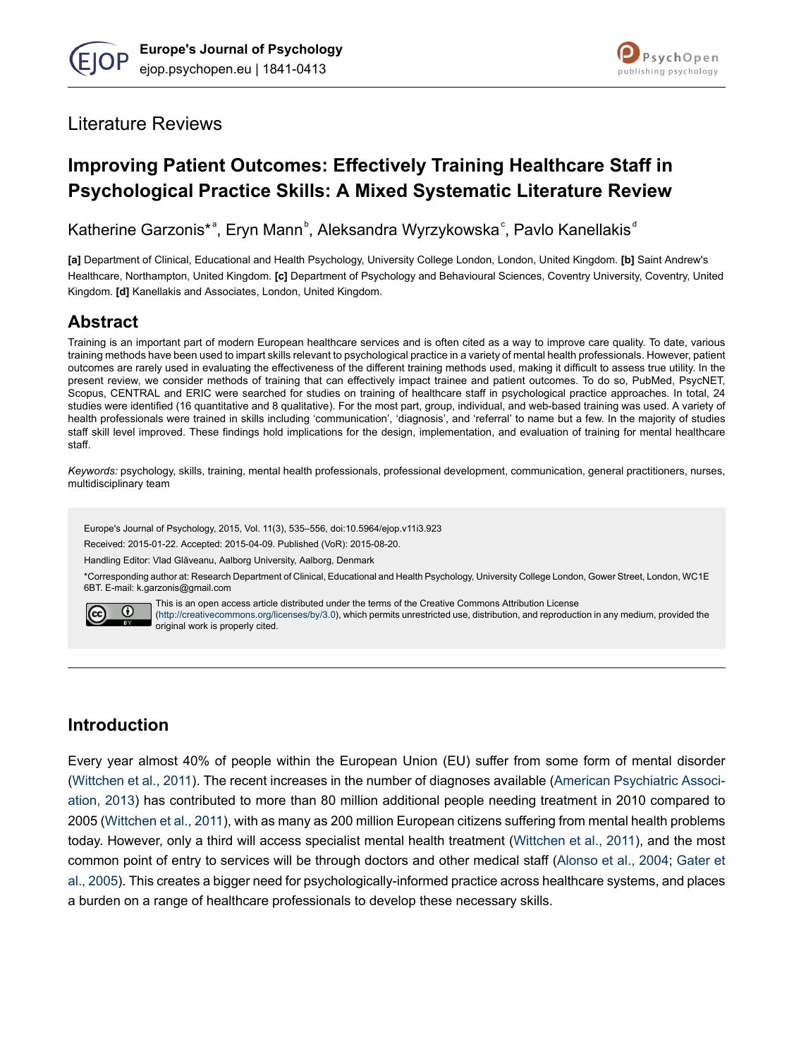# Improving Patient Outcomes: Effectively Training Healthcare Staff in Psychological Practice Skills: A Mixed Systematic Literature Review

Katherine Garzonis*[a], Eryn Mann[b], Aleksandra Wyrzykowska[c], Pavlo Kanellakis[d]

**[a]** Department of Clinical, Educational and Health Psychology, University College London, London, United Kingdom. **[b]** Saint Andrew's Healthcare, Northampton, United Kingdom. **[c]** Department of Psychology and Behavioural Sciences, Coventry University, Coventry, United Kingdom. **[d]** Kanellakis and Associates, London, United Kingdom.

## Abstract

Training is an important part of modern European healthcare services and is often cited as a way to improve care quality. To date, various training methods have been used to impart skills relevant to psychological practice in a variety of mental health professionals. However, patient outcomes are rarely used in evaluating the effectiveness of the different training methods used, making it difficult to assess true utility. In the present review, we consider methods of training that can effectively impact trainee and patient outcomes. To do so, PubMed, PsycNET, Scopus, CENTRAL and ERIC were searched for studies on training of healthcare staff in psychological practice approaches. In total, 24 studies were identified (16 quantitative and 8 qualitative). For the most part, group, individual, and web-based training was used. A variety of health professionals were trained in skills including 'communication', 'diagnosis', and 'referral' to name but a few. In the majority of studies staff skill level improved. These findings hold implications for the design, implementation, and evaluation of training for mental healthcare staff.

*Keywords:* psychology, skills, training, mental health professionals, professional development, communication, general practitioners, nurses, multidisciplinary team

Europe's Journal of Psychology, 2015, Vol. 11(3), 535–556, doi:10.5964/ejop.v11i3.923

Received: 2015-01-22. Accepted: 2015-04-09. Published (VoR): 2015-08-20.

Handling Editor: Vlad Glăveanu, Aalborg University, Aalborg, Denmark

*Corresponding author at: Research Department of Clinical, Educational and Health Psychology, University College London, Gower Street, London, WC1E 6BT. E-mail: k.garzonis@gmail.com

This is an open access article distributed under the terms of the Creative Commons Attribution License (http://creativecommons.org/licenses/by/3.0), which permits unrestricted use, distribution, and reproduction in any medium, provided the original work is properly cited.

## Introduction

Every year almost 40% of people within the European Union (EU) suffer from some form of mental disorder (Wittchen et al., 2011). The recent increases in the number of diagnoses available (American Psychiatric Association, 2013) has contributed to more than 80 million additional people needing treatment in 2010 compared to 2005 (Wittchen et al., 2011), with as many as 200 million European citizens suffering from mental health problems today. However, only a third will access specialist mental health treatment (Wittchen et al., 2011), and the most common point of entry to services will be through doctors and other medical staff (Alonso et al., 2004; Gater et al., 2005). This creates a bigger need for psychologically-informed practice across healthcare systems, and places a burden on a range of healthcare professionals to develop these necessary skills.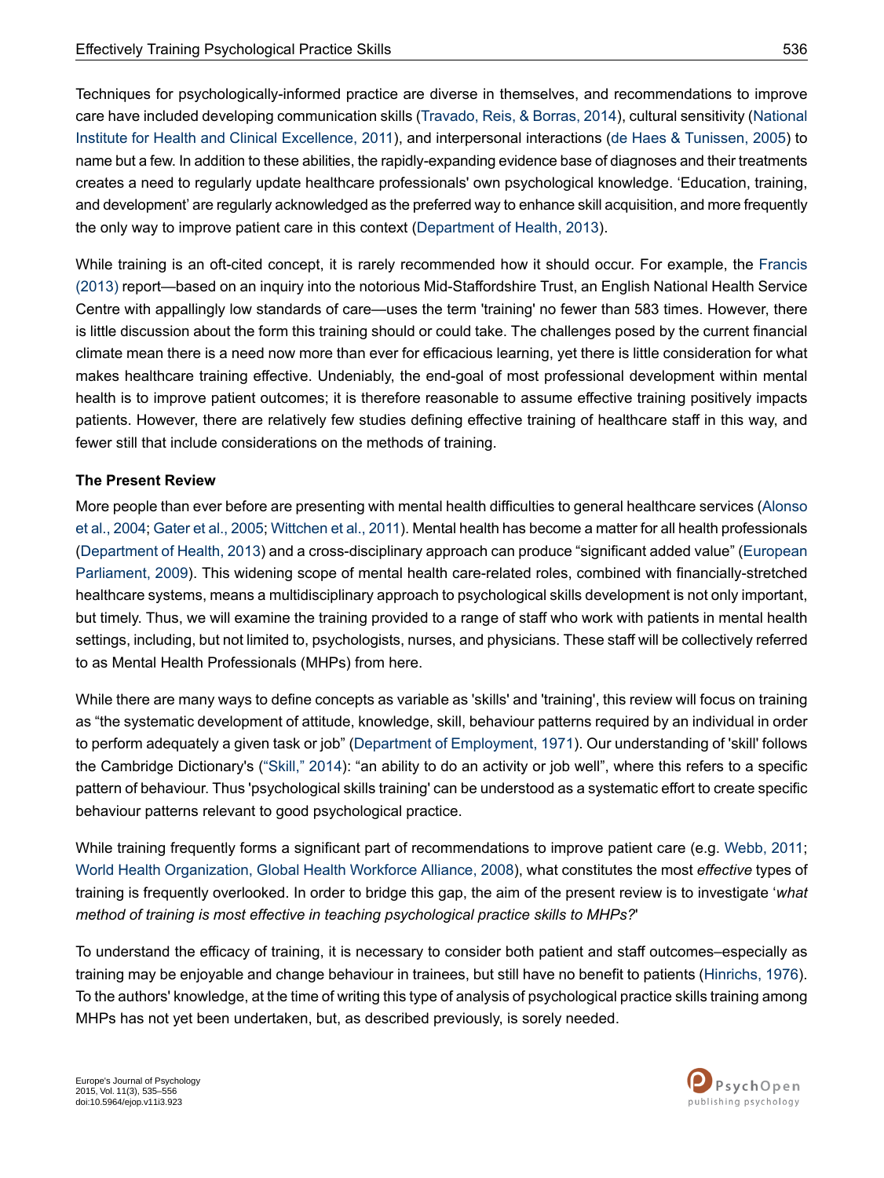Techniques for psychologically-informed practice are diverse in themselves, and recommendations to improve care have included developing communication skills (Travado, Reis, & Borras, 2014), cultural sensitivity (National Institute for Health and Clinical Excellence, 2011), and interpersonal interactions (de Haes & Tunissen, 2005) to name but a few. In addition to these abilities, the rapidly-expanding evidence base of diagnoses and their treatments creates a need to regularly update healthcare professionals' own psychological knowledge. 'Education, training, and development' are regularly acknowledged as the preferred way to enhance skill acquisition, and more frequently the only way to improve patient care in this context (Department of Health, 2013).

While training is an oft-cited concept, it is rarely recommended how it should occur. For example, the Francis (2013) report—based on an inquiry into the notorious Mid-Staffordshire Trust, an English National Health Service Centre with appallingly low standards of care—uses the term 'training' no fewer than 583 times. However, there is little discussion about the form this training should or could take. The challenges posed by the current financial climate mean there is a need now more than ever for efficacious learning, yet there is little consideration for what makes healthcare training effective. Undeniably, the end-goal of most professional development within mental health is to improve patient outcomes; it is therefore reasonable to assume effective training positively impacts patients. However, there are relatively few studies defining effective training of healthcare staff in this way, and fewer still that include considerations on the methods of training.

### The Present Review

More people than ever before are presenting with mental health difficulties to general healthcare services (Alonso et al., 2004; Gater et al., 2005; Wittchen et al., 2011). Mental health has become a matter for all health professionals (Department of Health, 2013) and a cross-disciplinary approach can produce "significant added value" (European Parliament, 2009). This widening scope of mental health care-related roles, combined with financially-stretched healthcare systems, means a multidisciplinary approach to psychological skills development is not only important, but timely. Thus, we will examine the training provided to a range of staff who work with patients in mental health settings, including, but not limited to, psychologists, nurses, and physicians. These staff will be collectively referred to as Mental Health Professionals (MHPs) from here.

While there are many ways to define concepts as variable as 'skills' and 'training', this review will focus on training as "the systematic development of attitude, knowledge, skill, behaviour patterns required by an individual in order to perform adequately a given task or job" (Department of Employment, 1971). Our understanding of 'skill' follows the Cambridge Dictionary's ("Skill," 2014): "an ability to do an activity or job well", where this refers to a specific pattern of behaviour. Thus 'psychological skills training' can be understood as a systematic effort to create specific behaviour patterns relevant to good psychological practice.

While training frequently forms a significant part of recommendations to improve patient care (e.g. Webb, 2011; World Health Organization, Global Health Workforce Alliance, 2008), what constitutes the most *effective* types of training is frequently overlooked. In order to bridge this gap, the aim of the present review is to investigate '*what method of training is most effective in teaching psychological practice skills to MHPs?*'

To understand the efficacy of training, it is necessary to consider both patient and staff outcomes–especially as training may be enjoyable and change behaviour in trainees, but still have no benefit to patients (Hinrichs, 1976). To the authors' knowledge, at the time of writing this type of analysis of psychological practice skills training among MHPs has not yet been undertaken, but, as described previously, is sorely needed.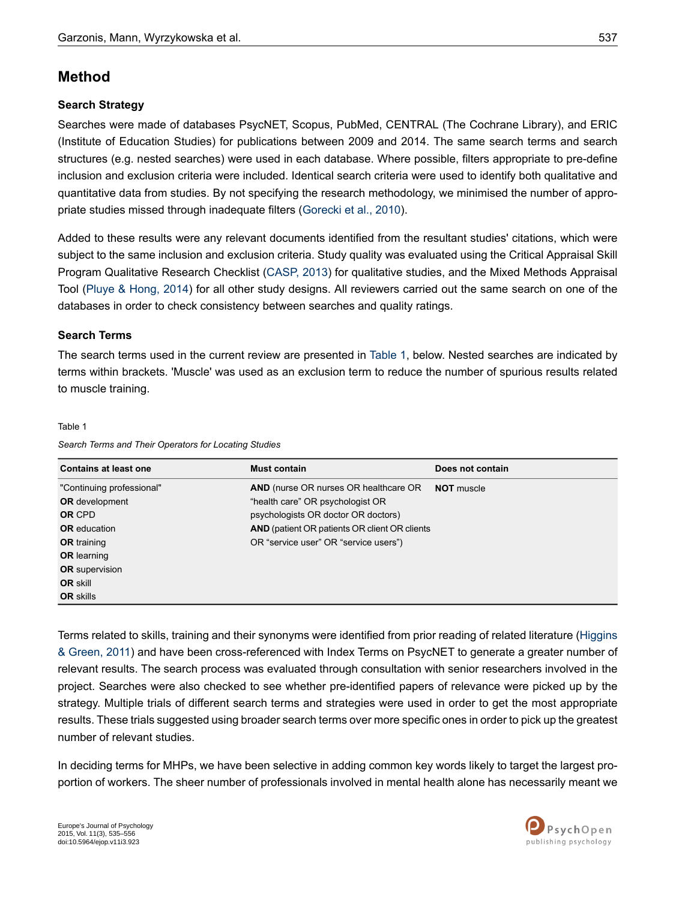## Method

### Search Strategy

Searches were made of databases PsycNET, Scopus, PubMed, CENTRAL (The Cochrane Library), and ERIC (Institute of Education Studies) for publications between 2009 and 2014. The same search terms and search structures (e.g. nested searches) were used in each database. Where possible, filters appropriate to pre-define inclusion and exclusion criteria were included. Identical search criteria were used to identify both qualitative and quantitative data from studies. By not specifying the research methodology, we minimised the number of appropriate studies missed through inadequate filters (Gorecki et al., 2010).

Added to these results were any relevant documents identified from the resultant studies' citations, which were subject to the same inclusion and exclusion criteria. Study quality was evaluated using the Critical Appraisal Skill Program Qualitative Research Checklist (CASP, 2013) for qualitative studies, and the Mixed Methods Appraisal Tool (Pluye & Hong, 2014) for all other study designs. All reviewers carried out the same search on one of the databases in order to check consistency between searches and quality ratings.

### Search Terms

The search terms used in the current review are presented in Table 1, below. Nested searches are indicated by terms within brackets. 'Muscle' was used as an exclusion term to reduce the number of spurious results related to muscle training.

Table 1

*Search Terms and Their Operators for Locating Studies*

| Contains at least one | Must contain | Does not contain |
|---|---|---|
| "Continuing professional" | **AND** (nurse OR nurses OR healthcare OR "health care" OR psychologist OR psychologists OR doctor OR doctors) | **NOT** muscle |
| **OR** development | **AND** (patient OR patients OR client OR clients OR "service user" OR "service users") | |
| **OR** CPD | | |
| **OR** education | | |
| **OR** training | | |
| **OR** learning | | |
| **OR** supervision | | |
| **OR** skill | | |
| **OR** skills | | |

Terms related to skills, training and their synonyms were identified from prior reading of related literature (Higgins & Green, 2011) and have been cross-referenced with Index Terms on PsycNET to generate a greater number of relevant results. The search process was evaluated through consultation with senior researchers involved in the project. Searches were also checked to see whether pre-identified papers of relevance were picked up by the strategy. Multiple trials of different search terms and strategies were used in order to get the most appropriate results. These trials suggested using broader search terms over more specific ones in order to pick up the greatest number of relevant studies.

In deciding terms for MHPs, we have been selective in adding common key words likely to target the largest proportion of workers. The sheer number of professionals involved in mental health alone has necessarily meant we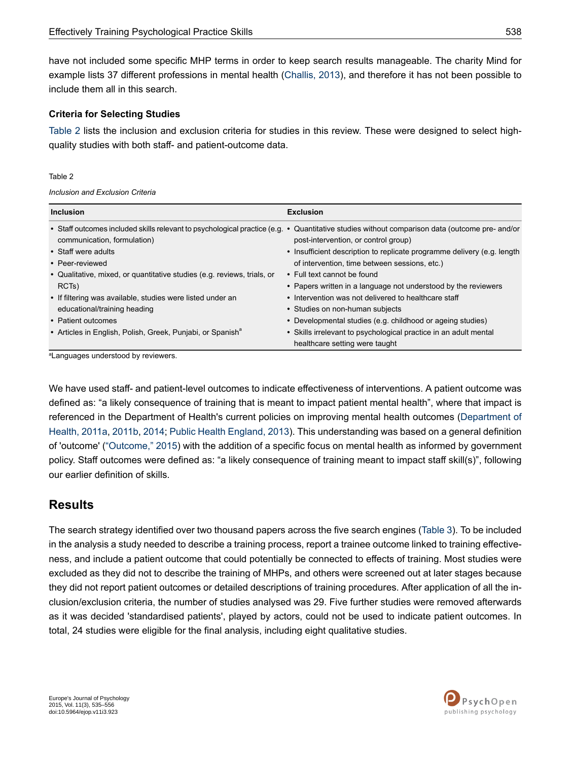have not included some specific MHP terms in order to keep search results manageable. The charity Mind for example lists 37 different professions in mental health (Challis, 2013), and therefore it has not been possible to include them all in this search.

### Criteria for Selecting Studies

Table 2 lists the inclusion and exclusion criteria for studies in this review. These were designed to select high-quality studies with both staff- and patient-outcome data.

Table 2

*Inclusion and Exclusion Criteria*

| Inclusion | Exclusion |
|---|---|
| • Staff outcomes included skills relevant to psychological practice (e.g. communication, formulation) | • Quantitative studies without comparison data (outcome pre- and/or post-intervention, or control group) |
| • Staff were adults | • Insufficient description to replicate programme delivery (e.g. length of intervention, time between sessions, etc.) |
| • Peer-reviewed | • Full text cannot be found |
| • Qualitative, mixed, or quantitative studies (e.g. reviews, trials, or RCTs) | • Papers written in a language not understood by the reviewers |
| • If filtering was available, studies were listed under an educational/training heading | • Intervention was not delivered to healthcare staff |
| • Patient outcomes | • Studies on non-human subjects |
| • Articles in English, Polish, Greek, Punjabi, or Spanish[a] | • Developmental studies (e.g. childhood or ageing studies) |
| | • Skills irrelevant to psychological practice in an adult mental healthcare setting were taught |

[a]Languages understood by reviewers.

We have used staff- and patient-level outcomes to indicate effectiveness of interventions. A patient outcome was defined as: “a likely consequence of training that is meant to impact patient mental health”, where that impact is referenced in the Department of Health's current policies on improving mental health outcomes (Department of Health, 2011a, 2011b, 2014; Public Health England, 2013). This understanding was based on a general definition of 'outcome' (“Outcome,” 2015) with the addition of a specific focus on mental health as informed by government policy. Staff outcomes were defined as: “a likely consequence of training meant to impact staff skill(s)”, following our earlier definition of skills.

## Results

The search strategy identified over two thousand papers across the five search engines (Table 3). To be included in the analysis a study needed to describe a training process, report a trainee outcome linked to training effectiveness, and include a patient outcome that could potentially be connected to effects of training. Most studies were excluded as they did not to describe the training of MHPs, and others were screened out at later stages because they did not report patient outcomes or detailed descriptions of training procedures. After application of all the inclusion/exclusion criteria, the number of studies analysed was 29. Five further studies were removed afterwards as it was decided 'standardised patients', played by actors, could not be used to indicate patient outcomes. In total, 24 studies were eligible for the final analysis, including eight qualitative studies.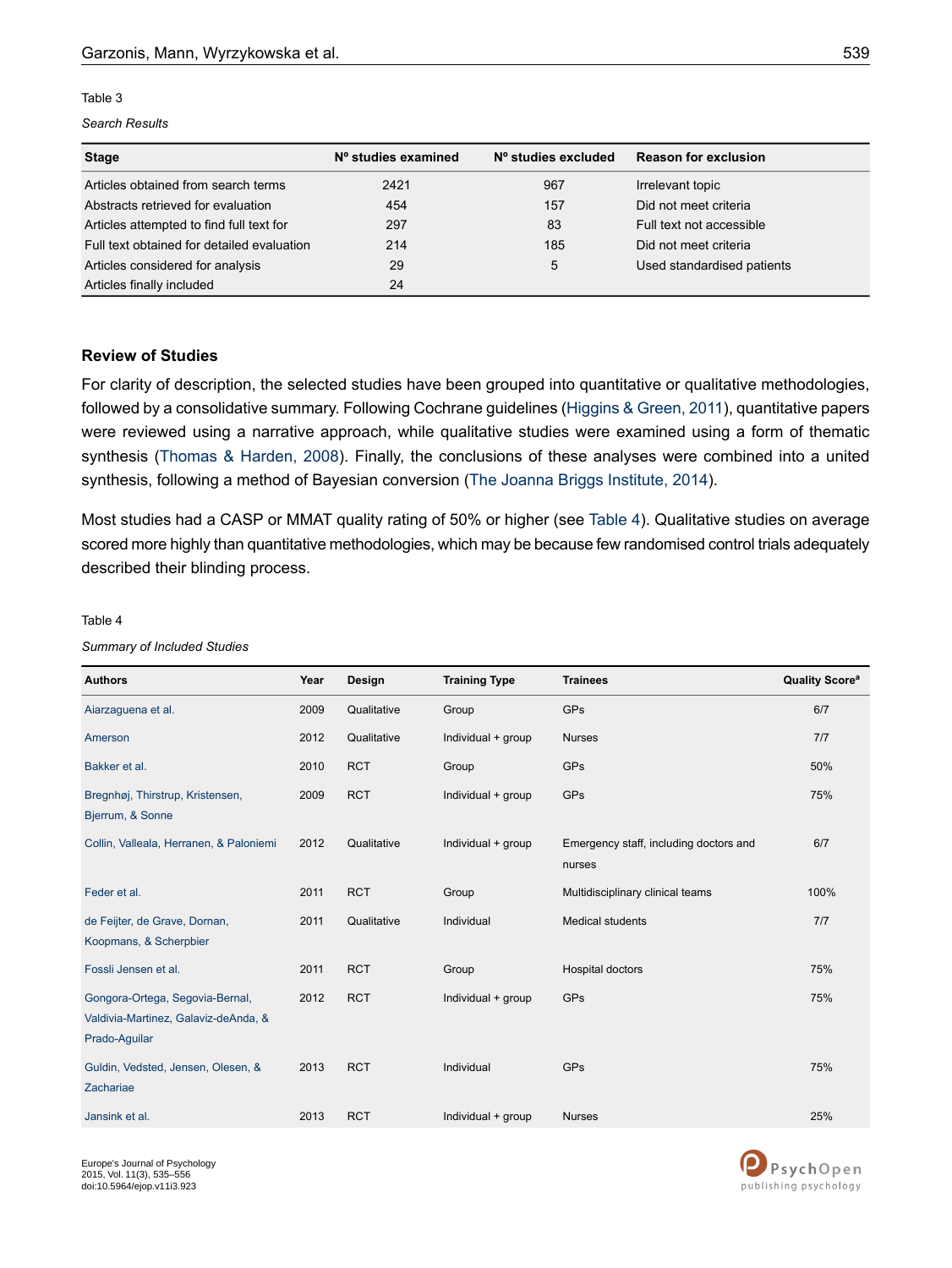Table 3

*Search Results*

| Stage | Nº studies examined | Nº studies excluded | Reason for exclusion |
|---|---|---|---|
| Articles obtained from search terms | 2421 | 967 | Irrelevant topic |
| Abstracts retrieved for evaluation | 454 | 157 | Did not meet criteria |
| Articles attempted to find full text for | 297 | 83 | Full text not accessible |
| Full text obtained for detailed evaluation | 214 | 185 | Did not meet criteria |
| Articles considered for analysis | 29 | 5 | Used standardised patients |
| Articles finally included | 24 | | |

## Review of Studies

For clarity of description, the selected studies have been grouped into quantitative or qualitative methodologies, followed by a consolidative summary. Following Cochrane guidelines (Higgins & Green, 2011), quantitative papers were reviewed using a narrative approach, while qualitative studies were examined using a form of thematic synthesis (Thomas & Harden, 2008). Finally, the conclusions of these analyses were combined into a united synthesis, following a method of Bayesian conversion (The Joanna Briggs Institute, 2014).

Most studies had a CASP or MMAT quality rating of 50% or higher (see Table 4). Qualitative studies on average scored more highly than quantitative methodologies, which may be because few randomised control trials adequately described their blinding process.

Table 4

*Summary of Included Studies*

| Authors | Year | Design | Training Type | Trainees | Quality Score[a] |
|---|---|---|---|---|---|
| Aiarzaguena et al. | 2009 | Qualitative | Group | GPs | 6/7 |
| Amerson | 2012 | Qualitative | Individual + group | Nurses | 7/7 |
| Bakker et al. | 2010 | RCT | Group | GPs | 50% |
| Bregnhøj, Thirstrup, Kristensen, Bjerrum, & Sonne | 2009 | RCT | Individual + group | GPs | 75% |
| Collin, Valleala, Herranen, & Paloniemi | 2012 | Qualitative | Individual + group | Emergency staff, including doctors and nurses | 6/7 |
| Feder et al. | 2011 | RCT | Group | Multidisciplinary clinical teams | 100% |
| de Feijter, de Grave, Dornan, Koopmans, & Scherpbier | 2011 | Qualitative | Individual | Medical students | 7/7 |
| Fossli Jensen et al. | 2011 | RCT | Group | Hospital doctors | 75% |
| Gongora-Ortega, Segovia-Bernal, Valdivia-Martinez, Galaviz-deAnda, & Prado-Aguilar | 2012 | RCT | Individual + group | GPs | 75% |
| Guldin, Vedsted, Jensen, Olesen, & Zachariae | 2013 | RCT | Individual | GPs | 75% |
| Jansink et al. | 2013 | RCT | Individual + group | Nurses | 25% |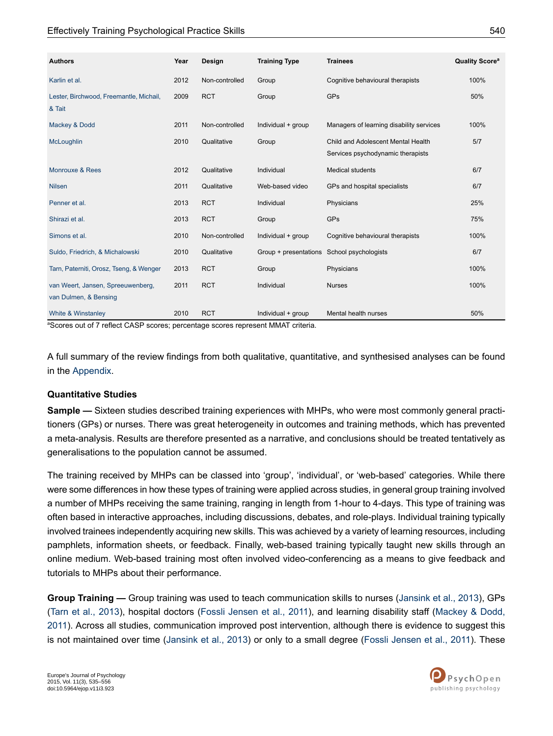| Authors | Year | Design | Training Type | Trainees | Quality Score[a] |
|---|---|---|---|---|---|
| Karlin et al. | 2012 | Non-controlled | Group | Cognitive behavioural therapists | 100% |
| Lester, Birchwood, Freemantle, Michail, & Tait | 2009 | RCT | Group | GPs | 50% |
| Mackey & Dodd | 2011 | Non-controlled | Individual + group | Managers of learning disability services | 100% |
| McLoughlin | 2010 | Qualitative | Group | Child and Adolescent Mental Health Services psychodynamic therapists | 5/7 |
| Monrouxe & Rees | 2012 | Qualitative | Individual | Medical students | 6/7 |
| Nilsen | 2011 | Qualitative | Web-based video | GPs and hospital specialists | 6/7 |
| Penner et al. | 2013 | RCT | Individual | Physicians | 25% |
| Shirazi et al. | 2013 | RCT | Group | GPs | 75% |
| Simons et al. | 2010 | Non-controlled | Individual + group | Cognitive behavioural therapists | 100% |
| Suldo, Friedrich, & Michalowski | 2010 | Qualitative | Group + presentations | School psychologists | 6/7 |
| Tarn, Paterniti, Orosz, Tseng, & Wenger | 2013 | RCT | Group | Physicians | 100% |
| van Weert, Jansen, Spreeuwenberg, van Dulmen, & Bensing | 2011 | RCT | Individual | Nurses | 100% |
| White & Winstanley | 2010 | RCT | Individual + group | Mental health nurses | 50% |

[a]Scores out of 7 reflect CASP scores; percentage scores represent MMAT criteria.

A full summary of the review findings from both qualitative, quantitative, and synthesised analyses can be found in the Appendix.

### Quantitative Studies

**Sample —** Sixteen studies described training experiences with MHPs, who were most commonly general practitioners (GPs) or nurses. There was great heterogeneity in outcomes and training methods, which has prevented a meta-analysis. Results are therefore presented as a narrative, and conclusions should be treated tentatively as generalisations to the population cannot be assumed.

The training received by MHPs can be classed into 'group', 'individual', or 'web-based' categories. While there were some differences in how these types of training were applied across studies, in general group training involved a number of MHPs receiving the same training, ranging in length from 1-hour to 4-days. This type of training was often based in interactive approaches, including discussions, debates, and role-plays. Individual training typically involved trainees independently acquiring new skills. This was achieved by a variety of learning resources, including pamphlets, information sheets, or feedback. Finally, web-based training typically taught new skills through an online medium. Web-based training most often involved video-conferencing as a means to give feedback and tutorials to MHPs about their performance.

**Group Training —** Group training was used to teach communication skills to nurses (Jansink et al., 2013), GPs (Tarn et al., 2013), hospital doctors (Fossli Jensen et al., 2011), and learning disability staff (Mackey & Dodd, 2011). Across all studies, communication improved post intervention, although there is evidence to suggest this is not maintained over time (Jansink et al., 2013) or only to a small degree (Fossli Jensen et al., 2011). These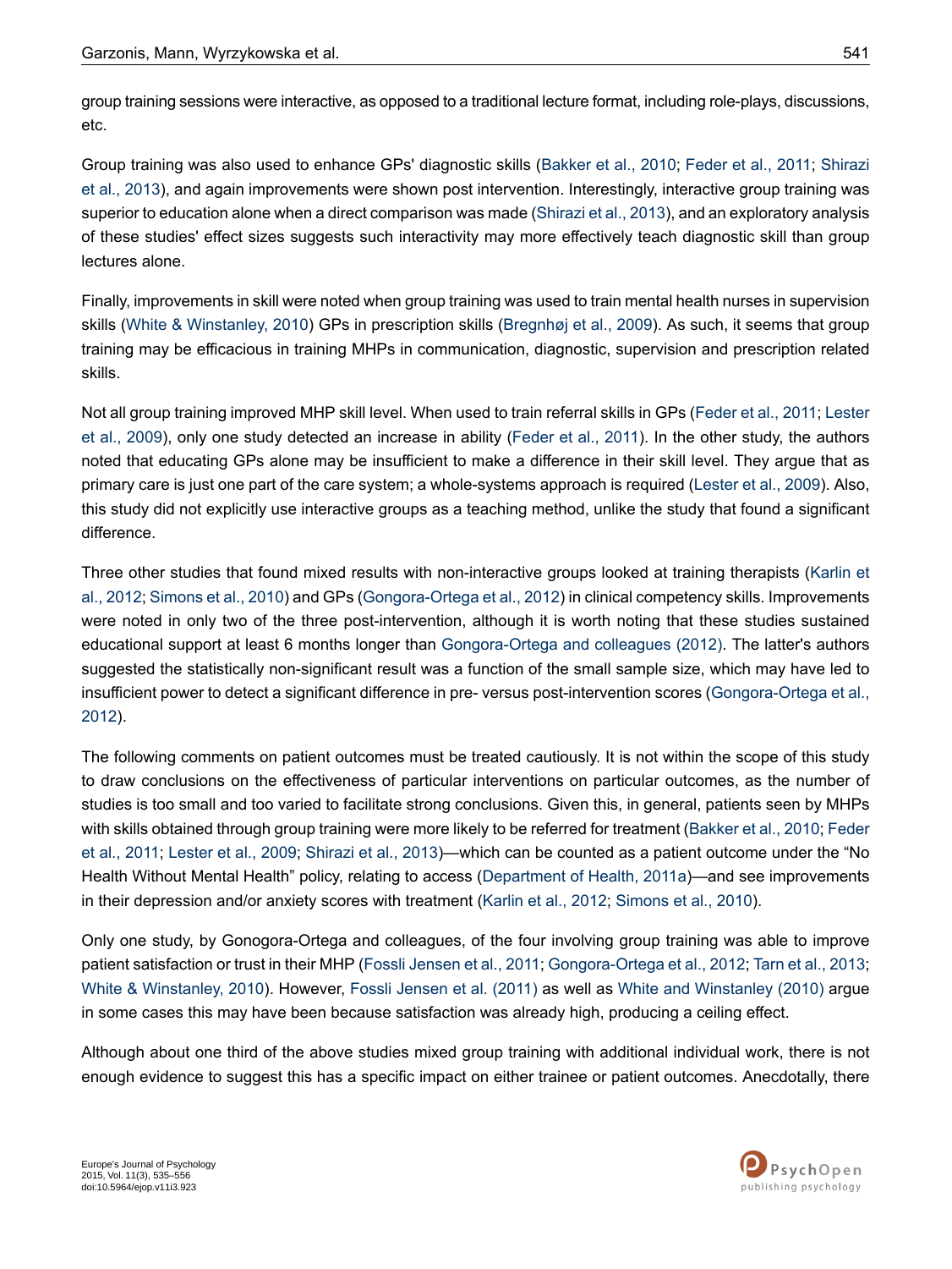group training sessions were interactive, as opposed to a traditional lecture format, including role-plays, discussions, etc.

Group training was also used to enhance GPs' diagnostic skills (Bakker et al., 2010; Feder et al., 2011; Shirazi et al., 2013), and again improvements were shown post intervention. Interestingly, interactive group training was superior to education alone when a direct comparison was made (Shirazi et al., 2013), and an exploratory analysis of these studies' effect sizes suggests such interactivity may more effectively teach diagnostic skill than group lectures alone.

Finally, improvements in skill were noted when group training was used to train mental health nurses in supervision skills (White & Winstanley, 2010) GPs in prescription skills (Bregnhøj et al., 2009). As such, it seems that group training may be efficacious in training MHPs in communication, diagnostic, supervision and prescription related skills.

Not all group training improved MHP skill level. When used to train referral skills in GPs (Feder et al., 2011; Lester et al., 2009), only one study detected an increase in ability (Feder et al., 2011). In the other study, the authors noted that educating GPs alone may be insufficient to make a difference in their skill level. They argue that as primary care is just one part of the care system; a whole-systems approach is required (Lester et al., 2009). Also, this study did not explicitly use interactive groups as a teaching method, unlike the study that found a significant difference.

Three other studies that found mixed results with non-interactive groups looked at training therapists (Karlin et al., 2012; Simons et al., 2010) and GPs (Gongora-Ortega et al., 2012) in clinical competency skills. Improvements were noted in only two of the three post-intervention, although it is worth noting that these studies sustained educational support at least 6 months longer than Gongora-Ortega and colleagues (2012). The latter's authors suggested the statistically non-significant result was a function of the small sample size, which may have led to insufficient power to detect a significant difference in pre- versus post-intervention scores (Gongora-Ortega et al., 2012).

The following comments on patient outcomes must be treated cautiously. It is not within the scope of this study to draw conclusions on the effectiveness of particular interventions on particular outcomes, as the number of studies is too small and too varied to facilitate strong conclusions. Given this, in general, patients seen by MHPs with skills obtained through group training were more likely to be referred for treatment (Bakker et al., 2010; Feder et al., 2011; Lester et al., 2009; Shirazi et al., 2013)—which can be counted as a patient outcome under the "No Health Without Mental Health" policy, relating to access (Department of Health, 2011a)—and see improvements in their depression and/or anxiety scores with treatment (Karlin et al., 2012; Simons et al., 2010).

Only one study, by Gonogora-Ortega and colleagues, of the four involving group training was able to improve patient satisfaction or trust in their MHP (Fossli Jensen et al., 2011; Gongora-Ortega et al., 2012; Tarn et al., 2013; White & Winstanley, 2010). However, Fossli Jensen et al. (2011) as well as White and Winstanley (2010) argue in some cases this may have been because satisfaction was already high, producing a ceiling effect.

Although about one third of the above studies mixed group training with additional individual work, there is not enough evidence to suggest this has a specific impact on either trainee or patient outcomes. Anecdotally, there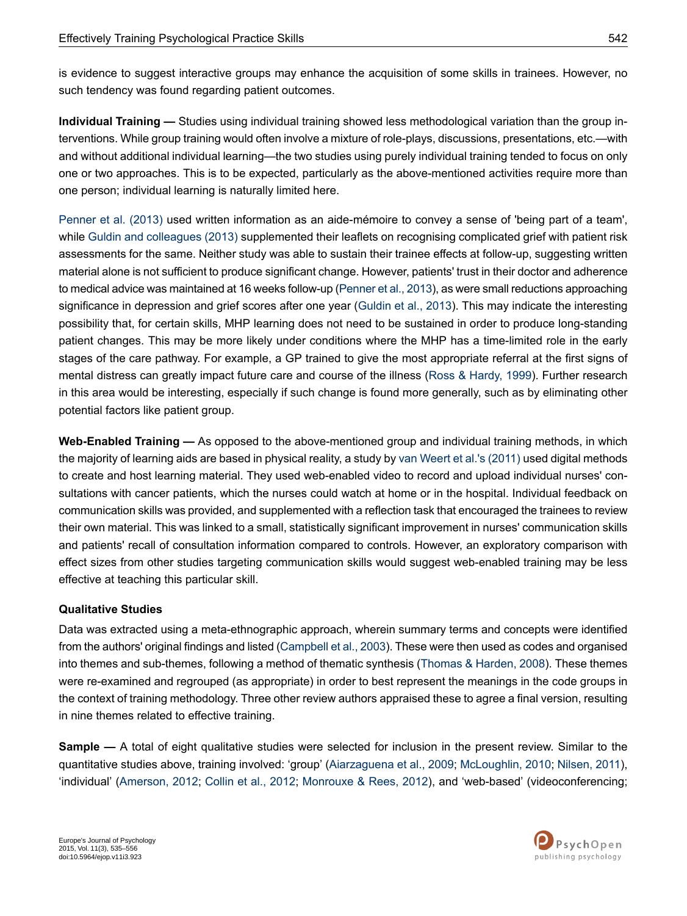is evidence to suggest interactive groups may enhance the acquisition of some skills in trainees. However, no such tendency was found regarding patient outcomes.

**Individual Training —** Studies using individual training showed less methodological variation than the group interventions. While group training would often involve a mixture of role-plays, discussions, presentations, etc.—with and without additional individual learning—the two studies using purely individual training tended to focus on only one or two approaches. This is to be expected, particularly as the above-mentioned activities require more than one person; individual learning is naturally limited here.

Penner et al. (2013) used written information as an aide-mémoire to convey a sense of 'being part of a team', while Guldin and colleagues (2013) supplemented their leaflets on recognising complicated grief with patient risk assessments for the same. Neither study was able to sustain their trainee effects at follow-up, suggesting written material alone is not sufficient to produce significant change. However, patients' trust in their doctor and adherence to medical advice was maintained at 16 weeks follow-up (Penner et al., 2013), as were small reductions approaching significance in depression and grief scores after one year (Guldin et al., 2013). This may indicate the interesting possibility that, for certain skills, MHP learning does not need to be sustained in order to produce long-standing patient changes. This may be more likely under conditions where the MHP has a time-limited role in the early stages of the care pathway. For example, a GP trained to give the most appropriate referral at the first signs of mental distress can greatly impact future care and course of the illness (Ross & Hardy, 1999). Further research in this area would be interesting, especially if such change is found more generally, such as by eliminating other potential factors like patient group.

**Web-Enabled Training —** As opposed to the above-mentioned group and individual training methods, in which the majority of learning aids are based in physical reality, a study by van Weert et al.'s (2011) used digital methods to create and host learning material. They used web-enabled video to record and upload individual nurses' consultations with cancer patients, which the nurses could watch at home or in the hospital. Individual feedback on communication skills was provided, and supplemented with a reflection task that encouraged the trainees to review their own material. This was linked to a small, statistically significant improvement in nurses' communication skills and patients' recall of consultation information compared to controls. However, an exploratory comparison with effect sizes from other studies targeting communication skills would suggest web-enabled training may be less effective at teaching this particular skill.

### Qualitative Studies

Data was extracted using a meta-ethnographic approach, wherein summary terms and concepts were identified from the authors' original findings and listed (Campbell et al., 2003). These were then used as codes and organised into themes and sub-themes, following a method of thematic synthesis (Thomas & Harden, 2008). These themes were re-examined and regrouped (as appropriate) in order to best represent the meanings in the code groups in the context of training methodology. Three other review authors appraised these to agree a final version, resulting in nine themes related to effective training.

**Sample —** A total of eight qualitative studies were selected for inclusion in the present review. Similar to the quantitative studies above, training involved: 'group' (Aiarzaguena et al., 2009; McLoughlin, 2010; Nilsen, 2011), 'individual' (Amerson, 2012; Collin et al., 2012; Monrouxe & Rees, 2012), and 'web-based' (videoconferencing;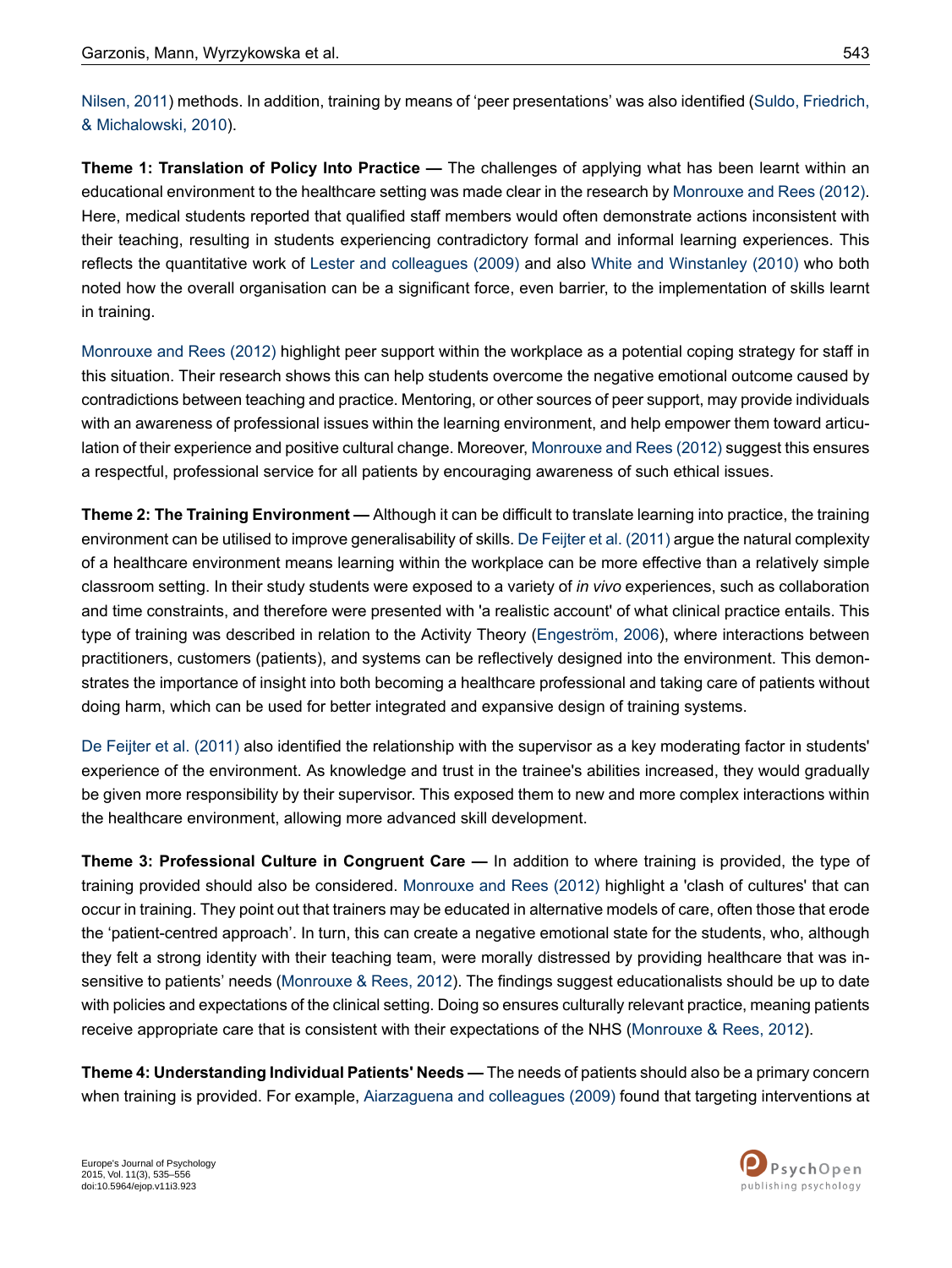Nilsen, 2011) methods. In addition, training by means of 'peer presentations' was also identified (Suldo, Friedrich, & Michalowski, 2010).

**Theme 1: Translation of Policy Into Practice —** The challenges of applying what has been learnt within an educational environment to the healthcare setting was made clear in the research by Monrouxe and Rees (2012). Here, medical students reported that qualified staff members would often demonstrate actions inconsistent with their teaching, resulting in students experiencing contradictory formal and informal learning experiences. This reflects the quantitative work of Lester and colleagues (2009) and also White and Winstanley (2010) who both noted how the overall organisation can be a significant force, even barrier, to the implementation of skills learnt in training.

Monrouxe and Rees (2012) highlight peer support within the workplace as a potential coping strategy for staff in this situation. Their research shows this can help students overcome the negative emotional outcome caused by contradictions between teaching and practice. Mentoring, or other sources of peer support, may provide individuals with an awareness of professional issues within the learning environment, and help empower them toward articulation of their experience and positive cultural change. Moreover, Monrouxe and Rees (2012) suggest this ensures a respectful, professional service for all patients by encouraging awareness of such ethical issues.

**Theme 2: The Training Environment —** Although it can be difficult to translate learning into practice, the training environment can be utilised to improve generalisability of skills. De Feijter et al. (2011) argue the natural complexity of a healthcare environment means learning within the workplace can be more effective than a relatively simple classroom setting. In their study students were exposed to a variety of *in vivo* experiences, such as collaboration and time constraints, and therefore were presented with 'a realistic account' of what clinical practice entails. This type of training was described in relation to the Activity Theory (Engeström, 2006), where interactions between practitioners, customers (patients), and systems can be reflectively designed into the environment. This demonstrates the importance of insight into both becoming a healthcare professional and taking care of patients without doing harm, which can be used for better integrated and expansive design of training systems.

De Feijter et al. (2011) also identified the relationship with the supervisor as a key moderating factor in students' experience of the environment. As knowledge and trust in the trainee's abilities increased, they would gradually be given more responsibility by their supervisor. This exposed them to new and more complex interactions within the healthcare environment, allowing more advanced skill development.

**Theme 3: Professional Culture in Congruent Care —** In addition to where training is provided, the type of training provided should also be considered. Monrouxe and Rees (2012) highlight a 'clash of cultures' that can occur in training. They point out that trainers may be educated in alternative models of care, often those that erode the 'patient-centred approach'. In turn, this can create a negative emotional state for the students, who, although they felt a strong identity with their teaching team, were morally distressed by providing healthcare that was insensitive to patients' needs (Monrouxe & Rees, 2012). The findings suggest educationalists should be up to date with policies and expectations of the clinical setting. Doing so ensures culturally relevant practice, meaning patients receive appropriate care that is consistent with their expectations of the NHS (Monrouxe & Rees, 2012).

**Theme 4: Understanding Individual Patients' Needs —** The needs of patients should also be a primary concern when training is provided. For example, Aiarzaguena and colleagues (2009) found that targeting interventions at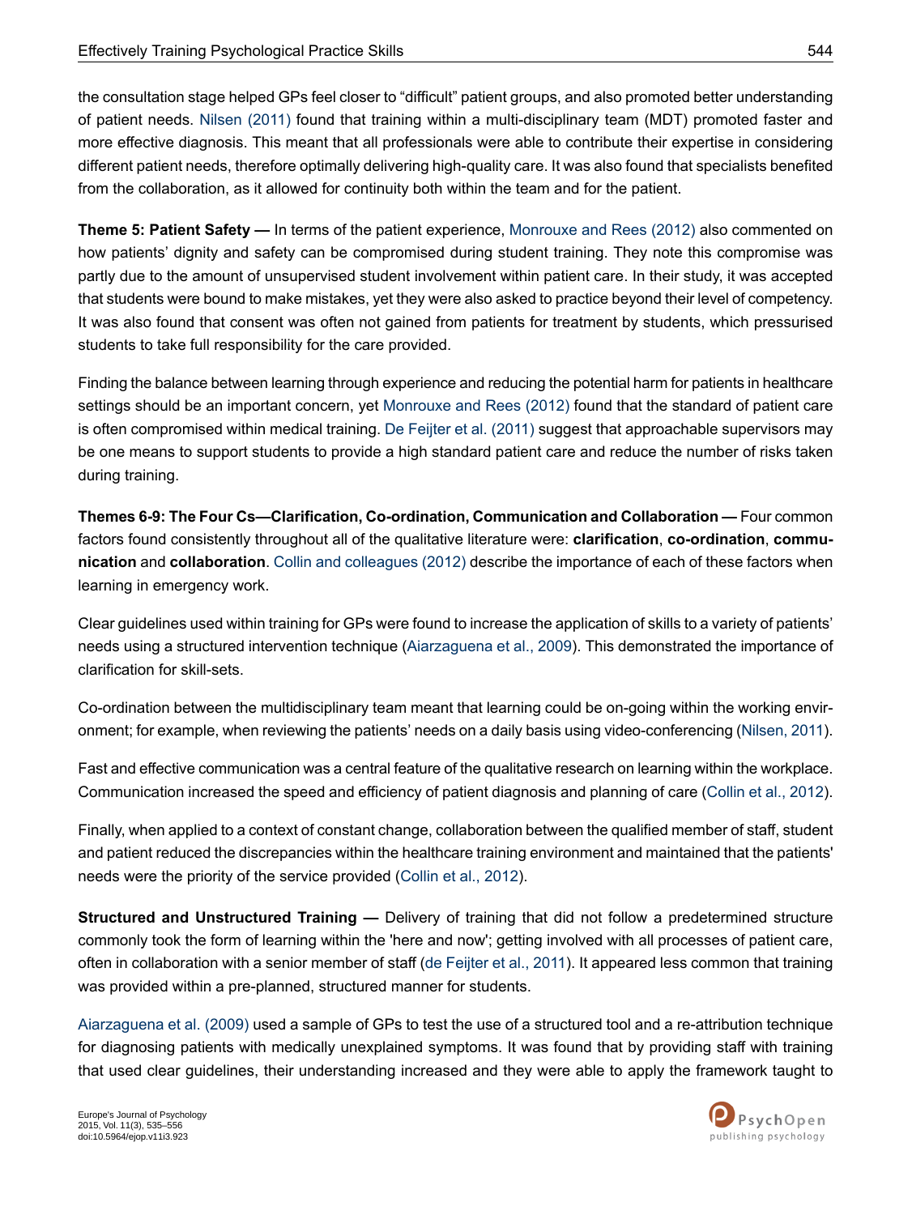the consultation stage helped GPs feel closer to "difficult" patient groups, and also promoted better understanding of patient needs. Nilsen (2011) found that training within a multi-disciplinary team (MDT) promoted faster and more effective diagnosis. This meant that all professionals were able to contribute their expertise in considering different patient needs, therefore optimally delivering high-quality care. It was also found that specialists benefited from the collaboration, as it allowed for continuity both within the team and for the patient.

**Theme 5: Patient Safety —** In terms of the patient experience, Monrouxe and Rees (2012) also commented on how patients' dignity and safety can be compromised during student training. They note this compromise was partly due to the amount of unsupervised student involvement within patient care. In their study, it was accepted that students were bound to make mistakes, yet they were also asked to practice beyond their level of competency. It was also found that consent was often not gained from patients for treatment by students, which pressurised students to take full responsibility for the care provided.

Finding the balance between learning through experience and reducing the potential harm for patients in healthcare settings should be an important concern, yet Monrouxe and Rees (2012) found that the standard of patient care is often compromised within medical training. De Feijter et al. (2011) suggest that approachable supervisors may be one means to support students to provide a high standard patient care and reduce the number of risks taken during training.

**Themes 6-9: The Four Cs—Clarification, Co-ordination, Communication and Collaboration —** Four common factors found consistently throughout all of the qualitative literature were: **clarification**, **co-ordination**, **communication** and **collaboration**. Collin and colleagues (2012) describe the importance of each of these factors when learning in emergency work.

Clear guidelines used within training for GPs were found to increase the application of skills to a variety of patients' needs using a structured intervention technique (Aiarzaguena et al., 2009). This demonstrated the importance of clarification for skill-sets.

Co-ordination between the multidisciplinary team meant that learning could be on-going within the working environment; for example, when reviewing the patients' needs on a daily basis using video-conferencing (Nilsen, 2011).

Fast and effective communication was a central feature of the qualitative research on learning within the workplace. Communication increased the speed and efficiency of patient diagnosis and planning of care (Collin et al., 2012).

Finally, when applied to a context of constant change, collaboration between the qualified member of staff, student and patient reduced the discrepancies within the healthcare training environment and maintained that the patients' needs were the priority of the service provided (Collin et al., 2012).

**Structured and Unstructured Training —** Delivery of training that did not follow a predetermined structure commonly took the form of learning within the 'here and now'; getting involved with all processes of patient care, often in collaboration with a senior member of staff (de Feijter et al., 2011). It appeared less common that training was provided within a pre-planned, structured manner for students.

Aiarzaguena et al. (2009) used a sample of GPs to test the use of a structured tool and a re-attribution technique for diagnosing patients with medically unexplained symptoms. It was found that by providing staff with training that used clear guidelines, their understanding increased and they were able to apply the framework taught to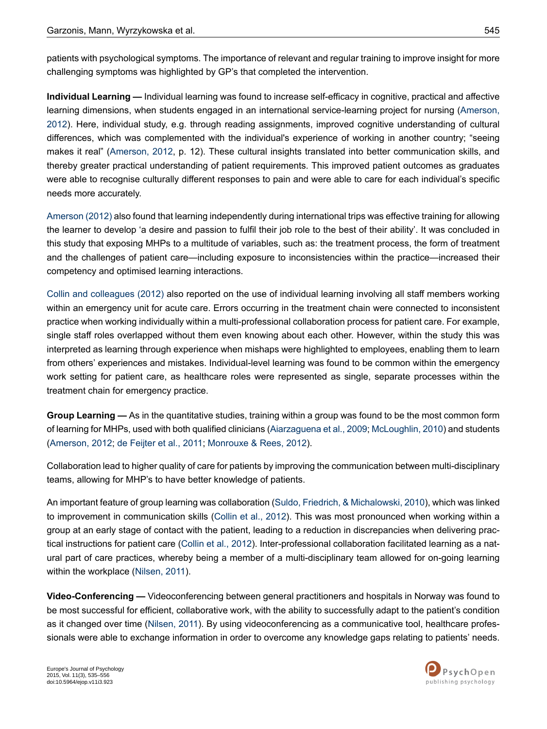patients with psychological symptoms. The importance of relevant and regular training to improve insight for more challenging symptoms was highlighted by GP's that completed the intervention.

**Individual Learning —** Individual learning was found to increase self-efficacy in cognitive, practical and affective learning dimensions, when students engaged in an international service-learning project for nursing (Amerson, 2012). Here, individual study, e.g. through reading assignments, improved cognitive understanding of cultural differences, which was complemented with the individual's experience of working in another country; "seeing makes it real" (Amerson, 2012, p. 12). These cultural insights translated into better communication skills, and thereby greater practical understanding of patient requirements. This improved patient outcomes as graduates were able to recognise culturally different responses to pain and were able to care for each individual's specific needs more accurately.

Amerson (2012) also found that learning independently during international trips was effective training for allowing the learner to develop 'a desire and passion to fulfil their job role to the best of their ability'. It was concluded in this study that exposing MHPs to a multitude of variables, such as: the treatment process, the form of treatment and the challenges of patient care—including exposure to inconsistencies within the practice—increased their competency and optimised learning interactions.

Collin and colleagues (2012) also reported on the use of individual learning involving all staff members working within an emergency unit for acute care. Errors occurring in the treatment chain were connected to inconsistent practice when working individually within a multi-professional collaboration process for patient care. For example, single staff roles overlapped without them even knowing about each other. However, within the study this was interpreted as learning through experience when mishaps were highlighted to employees, enabling them to learn from others' experiences and mistakes. Individual-level learning was found to be common within the emergency work setting for patient care, as healthcare roles were represented as single, separate processes within the treatment chain for emergency practice.

**Group Learning —** As in the quantitative studies, training within a group was found to be the most common form of learning for MHPs, used with both qualified clinicians (Aiarzaguena et al., 2009; McLoughlin, 2010) and students (Amerson, 2012; de Feijter et al., 2011; Monrouxe & Rees, 2012).

Collaboration lead to higher quality of care for patients by improving the communication between multi-disciplinary teams, allowing for MHP's to have better knowledge of patients.

An important feature of group learning was collaboration (Suldo, Friedrich, & Michalowski, 2010), which was linked to improvement in communication skills (Collin et al., 2012). This was most pronounced when working within a group at an early stage of contact with the patient, leading to a reduction in discrepancies when delivering practical instructions for patient care (Collin et al., 2012). Inter-professional collaboration facilitated learning as a natural part of care practices, whereby being a member of a multi-disciplinary team allowed for on-going learning within the workplace (Nilsen, 2011).

**Video-Conferencing —** Videoconferencing between general practitioners and hospitals in Norway was found to be most successful for efficient, collaborative work, with the ability to successfully adapt to the patient's condition as it changed over time (Nilsen, 2011). By using videoconferencing as a communicative tool, healthcare professionals were able to exchange information in order to overcome any knowledge gaps relating to patients' needs.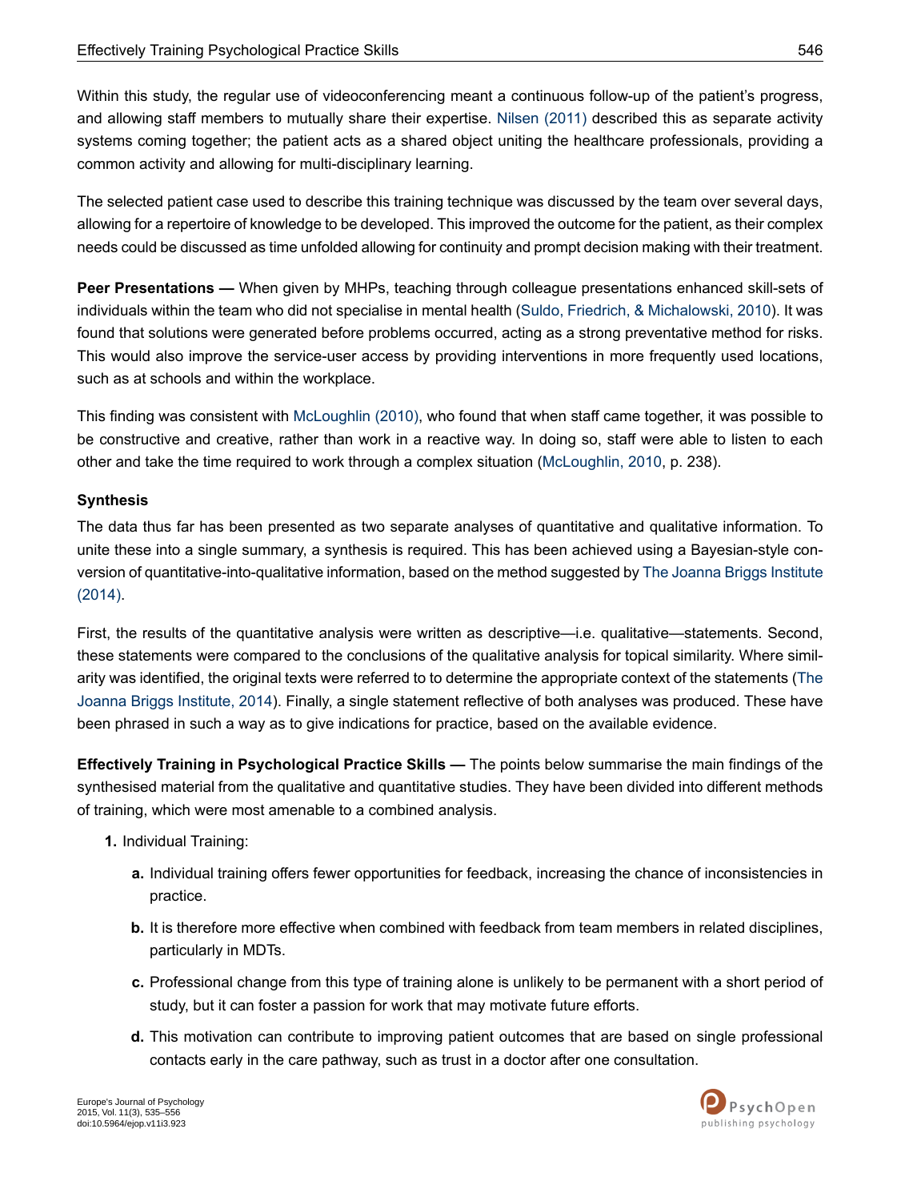Within this study, the regular use of videoconferencing meant a continuous follow-up of the patient's progress, and allowing staff members to mutually share their expertise. Nilsen (2011) described this as separate activity systems coming together; the patient acts as a shared object uniting the healthcare professionals, providing a common activity and allowing for multi-disciplinary learning.

The selected patient case used to describe this training technique was discussed by the team over several days, allowing for a repertoire of knowledge to be developed. This improved the outcome for the patient, as their complex needs could be discussed as time unfolded allowing for continuity and prompt decision making with their treatment.

**Peer Presentations —** When given by MHPs, teaching through colleague presentations enhanced skill-sets of individuals within the team who did not specialise in mental health (Suldo, Friedrich, & Michalowski, 2010). It was found that solutions were generated before problems occurred, acting as a strong preventative method for risks. This would also improve the service-user access by providing interventions in more frequently used locations, such as at schools and within the workplace.

This finding was consistent with McLoughlin (2010), who found that when staff came together, it was possible to be constructive and creative, rather than work in a reactive way. In doing so, staff were able to listen to each other and take the time required to work through a complex situation (McLoughlin, 2010, p. 238).

### Synthesis

The data thus far has been presented as two separate analyses of quantitative and qualitative information. To unite these into a single summary, a synthesis is required. This has been achieved using a Bayesian-style conversion of quantitative-into-qualitative information, based on the method suggested by The Joanna Briggs Institute (2014).

First, the results of the quantitative analysis were written as descriptive—i.e. qualitative—statements. Second, these statements were compared to the conclusions of the qualitative analysis for topical similarity. Where similarity was identified, the original texts were referred to to determine the appropriate context of the statements (The Joanna Briggs Institute, 2014). Finally, a single statement reflective of both analyses was produced. These have been phrased in such a way as to give indications for practice, based on the available evidence.

**Effectively Training in Psychological Practice Skills —** The points below summarise the main findings of the synthesised material from the qualitative and quantitative studies. They have been divided into different methods of training, which were most amenable to a combined analysis.

1. Individual Training:
   a. Individual training offers fewer opportunities for feedback, increasing the chance of inconsistencies in practice.
   b. It is therefore more effective when combined with feedback from team members in related disciplines, particularly in MDTs.
   c. Professional change from this type of training alone is unlikely to be permanent with a short period of study, but it can foster a passion for work that may motivate future efforts.
   d. This motivation can contribute to improving patient outcomes that are based on single professional contacts early in the care pathway, such as trust in a doctor after one consultation.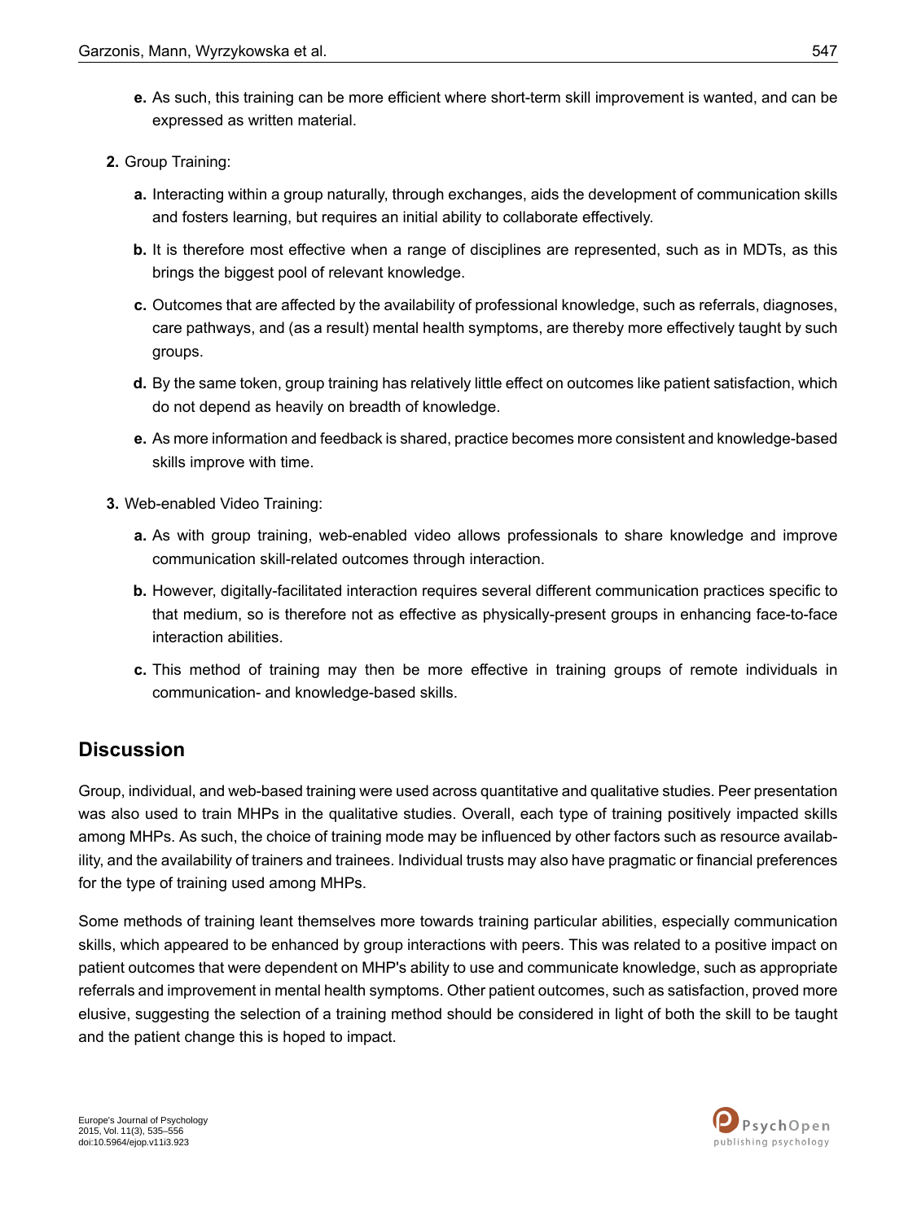e. As such, this training can be more efficient where short-term skill improvement is wanted, and can be expressed as written material.

2. Group Training:

   a. Interacting within a group naturally, through exchanges, aids the development of communication skills and fosters learning, but requires an initial ability to collaborate effectively.

   b. It is therefore most effective when a range of disciplines are represented, such as in MDTs, as this brings the biggest pool of relevant knowledge.

   c. Outcomes that are affected by the availability of professional knowledge, such as referrals, diagnoses, care pathways, and (as a result) mental health symptoms, are thereby more effectively taught by such groups.

   d. By the same token, group training has relatively little effect on outcomes like patient satisfaction, which do not depend as heavily on breadth of knowledge.

   e. As more information and feedback is shared, practice becomes more consistent and knowledge-based skills improve with time.

3. Web-enabled Video Training:

   a. As with group training, web-enabled video allows professionals to share knowledge and improve communication skill-related outcomes through interaction.

   b. However, digitally-facilitated interaction requires several different communication practices specific to that medium, so is therefore not as effective as physically-present groups in enhancing face-to-face interaction abilities.

   c. This method of training may then be more effective in training groups of remote individuals in communication- and knowledge-based skills.

## Discussion

Group, individual, and web-based training were used across quantitative and qualitative studies. Peer presentation was also used to train MHPs in the qualitative studies. Overall, each type of training positively impacted skills among MHPs. As such, the choice of training mode may be influenced by other factors such as resource availability, and the availability of trainers and trainees. Individual trusts may also have pragmatic or financial preferences for the type of training used among MHPs.

Some methods of training leant themselves more towards training particular abilities, especially communication skills, which appeared to be enhanced by group interactions with peers. This was related to a positive impact on patient outcomes that were dependent on MHP's ability to use and communicate knowledge, such as appropriate referrals and improvement in mental health symptoms. Other patient outcomes, such as satisfaction, proved more elusive, suggesting the selection of a training method should be considered in light of both the skill to be taught and the patient change this is hoped to impact.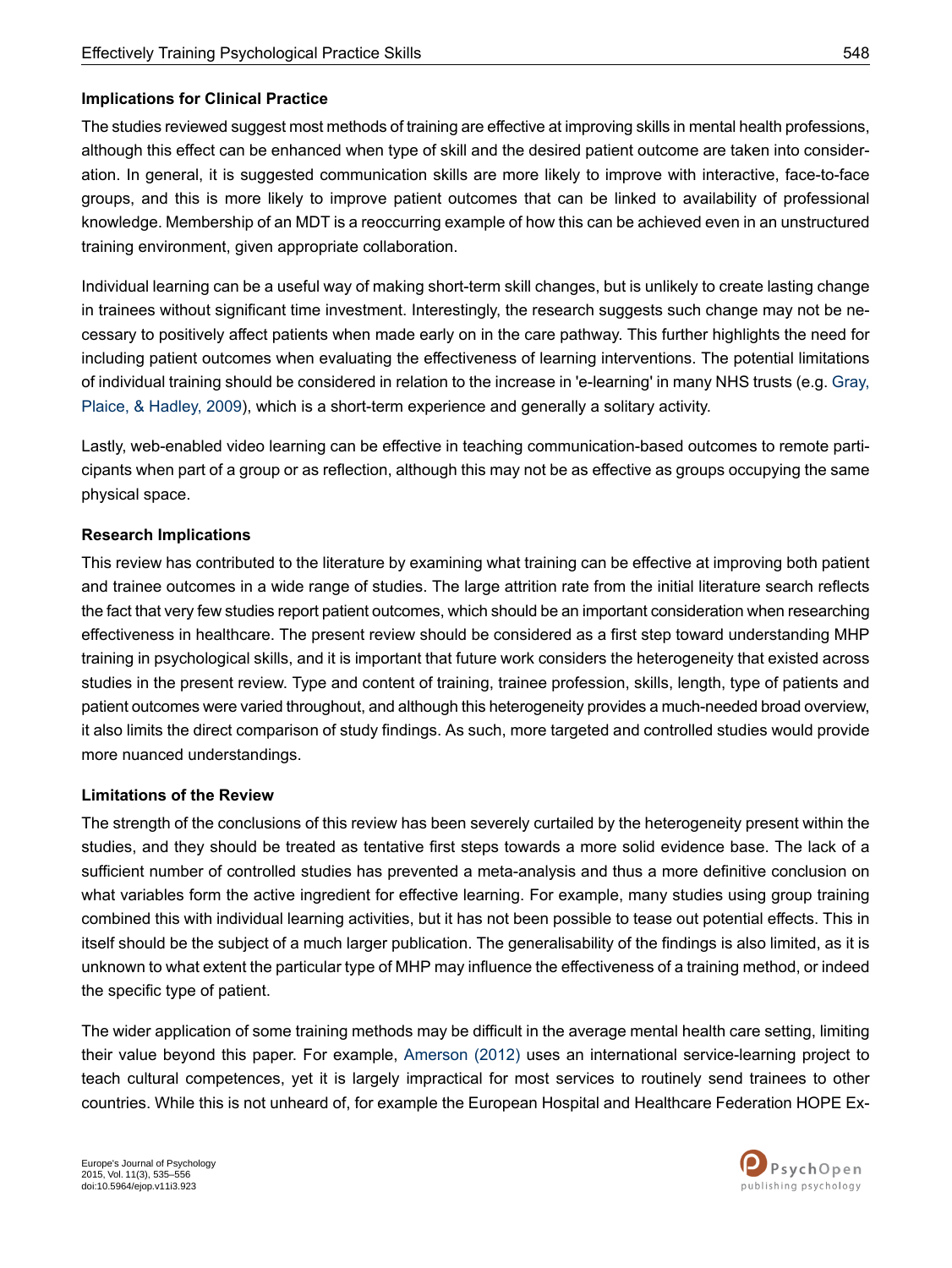### Implications for Clinical Practice

The studies reviewed suggest most methods of training are effective at improving skills in mental health professions, although this effect can be enhanced when type of skill and the desired patient outcome are taken into consideration. In general, it is suggested communication skills are more likely to improve with interactive, face-to-face groups, and this is more likely to improve patient outcomes that can be linked to availability of professional knowledge. Membership of an MDT is a reoccurring example of how this can be achieved even in an unstructured training environment, given appropriate collaboration.

Individual learning can be a useful way of making short-term skill changes, but is unlikely to create lasting change in trainees without significant time investment. Interestingly, the research suggests such change may not be necessary to positively affect patients when made early on in the care pathway. This further highlights the need for including patient outcomes when evaluating the effectiveness of learning interventions. The potential limitations of individual training should be considered in relation to the increase in 'e-learning' in many NHS trusts (e.g. Gray, Plaice, & Hadley, 2009), which is a short-term experience and generally a solitary activity.

Lastly, web-enabled video learning can be effective in teaching communication-based outcomes to remote participants when part of a group or as reflection, although this may not be as effective as groups occupying the same physical space.

### Research Implications

This review has contributed to the literature by examining what training can be effective at improving both patient and trainee outcomes in a wide range of studies. The large attrition rate from the initial literature search reflects the fact that very few studies report patient outcomes, which should be an important consideration when researching effectiveness in healthcare. The present review should be considered as a first step toward understanding MHP training in psychological skills, and it is important that future work considers the heterogeneity that existed across studies in the present review. Type and content of training, trainee profession, skills, length, type of patients and patient outcomes were varied throughout, and although this heterogeneity provides a much-needed broad overview, it also limits the direct comparison of study findings. As such, more targeted and controlled studies would provide more nuanced understandings.

### Limitations of the Review

The strength of the conclusions of this review has been severely curtailed by the heterogeneity present within the studies, and they should be treated as tentative first steps towards a more solid evidence base. The lack of a sufficient number of controlled studies has prevented a meta-analysis and thus a more definitive conclusion on what variables form the active ingredient for effective learning. For example, many studies using group training combined this with individual learning activities, but it has not been possible to tease out potential effects. This in itself should be the subject of a much larger publication. The generalisability of the findings is also limited, as it is unknown to what extent the particular type of MHP may influence the effectiveness of a training method, or indeed the specific type of patient.

The wider application of some training methods may be difficult in the average mental health care setting, limiting their value beyond this paper. For example, Amerson (2012) uses an international service-learning project to teach cultural competences, yet it is largely impractical for most services to routinely send trainees to other countries. While this is not unheard of, for example the European Hospital and Healthcare Federation HOPE Ex-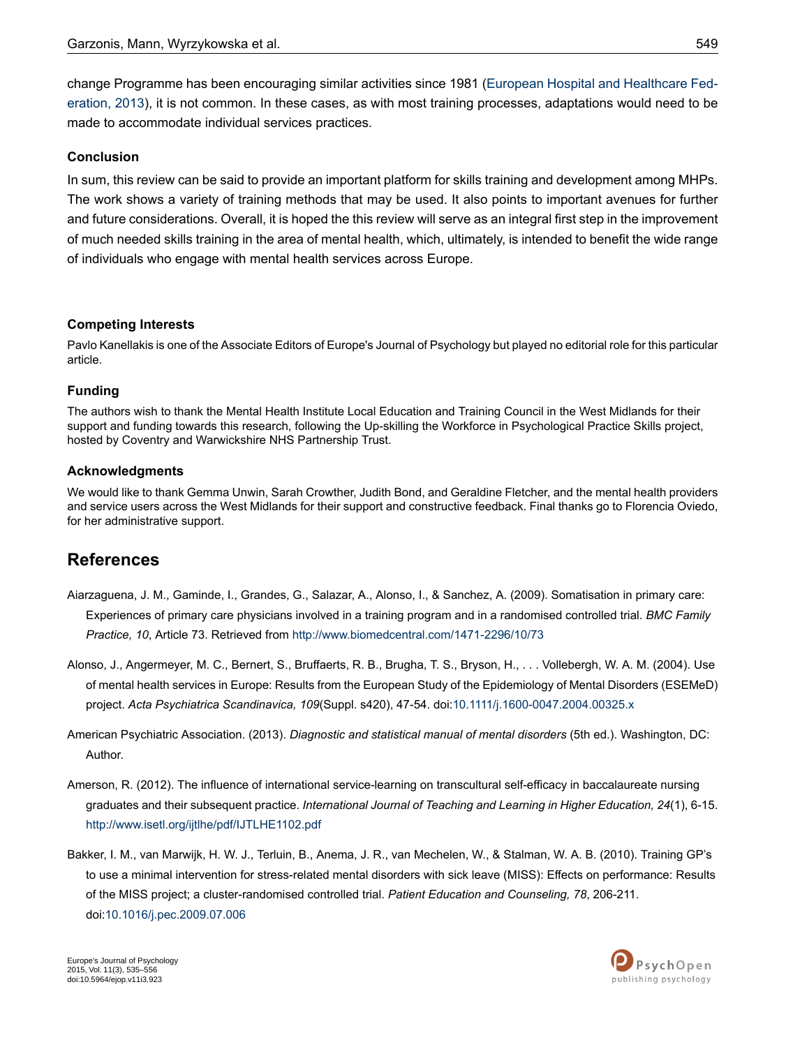change Programme has been encouraging similar activities since 1981 (European Hospital and Healthcare Federation, 2013), it is not common. In these cases, as with most training processes, adaptations would need to be made to accommodate individual services practices.

### Conclusion

In sum, this review can be said to provide an important platform for skills training and development among MHPs. The work shows a variety of training methods that may be used. It also points to important avenues for further and future considerations. Overall, it is hoped the this review will serve as an integral first step in the improvement of much needed skills training in the area of mental health, which, ultimately, is intended to benefit the wide range of individuals who engage with mental health services across Europe.

### Competing Interests

Pavlo Kanellakis is one of the Associate Editors of Europe's Journal of Psychology but played no editorial role for this particular article.

### Funding

The authors wish to thank the Mental Health Institute Local Education and Training Council in the West Midlands for their support and funding towards this research, following the Up-skilling the Workforce in Psychological Practice Skills project, hosted by Coventry and Warwickshire NHS Partnership Trust.

### Acknowledgments

We would like to thank Gemma Unwin, Sarah Crowther, Judith Bond, and Geraldine Fletcher, and the mental health providers and service users across the West Midlands for their support and constructive feedback. Final thanks go to Florencia Oviedo, for her administrative support.

## References

Aiarzaguena, J. M., Gaminde, I., Grandes, G., Salazar, A., Alonso, I., & Sanchez, A. (2009). Somatisation in primary care: Experiences of primary care physicians involved in a training program and in a randomised controlled trial. *BMC Family Practice, 10*, Article 73. Retrieved from http://www.biomedcentral.com/1471-2296/10/73

Alonso, J., Angermeyer, M. C., Bernert, S., Bruffaerts, R. B., Brugha, T. S., Bryson, H., . . . Vollebergh, W. A. M. (2004). Use of mental health services in Europe: Results from the European Study of the Epidemiology of Mental Disorders (ESEMeD) project. *Acta Psychiatrica Scandinavica, 109*(Suppl. s420), 47-54. doi:10.1111/j.1600-0047.2004.00325.x

American Psychiatric Association. (2013). *Diagnostic and statistical manual of mental disorders* (5th ed.). Washington, DC: Author.

Amerson, R. (2012). The influence of international service-learning on transcultural self-efficacy in baccalaureate nursing graduates and their subsequent practice. *International Journal of Teaching and Learning in Higher Education, 24*(1), 6-15. http://www.isetl.org/ijtlhe/pdf/IJTLHE1102.pdf

Bakker, I. M., van Marwijk, H. W. J., Terluin, B., Anema, J. R., van Mechelen, W., & Stalman, W. A. B. (2010). Training GP's to use a minimal intervention for stress-related mental disorders with sick leave (MISS): Effects on performance: Results of the MISS project; a cluster-randomised controlled trial. *Patient Education and Counseling, 78*, 206-211. doi:10.1016/j.pec.2009.07.006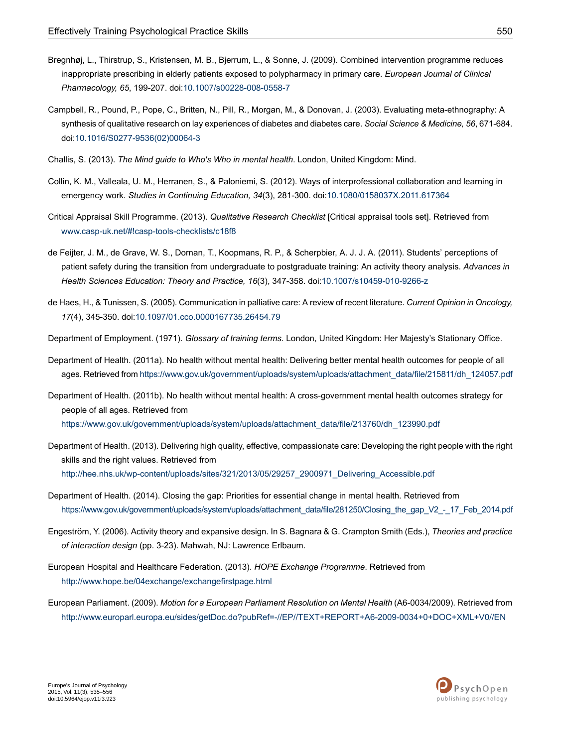Bregnhøj, L., Thirstrup, S., Kristensen, M. B., Bjerrum, L., & Sonne, J. (2009). Combined intervention programme reduces inappropriate prescribing in elderly patients exposed to polypharmacy in primary care. *European Journal of Clinical Pharmacology, 65*, 199-207. doi:10.1007/s00228-008-0558-7

Campbell, R., Pound, P., Pope, C., Britten, N., Pill, R., Morgan, M., & Donovan, J. (2003). Evaluating meta-ethnography: A synthesis of qualitative research on lay experiences of diabetes and diabetes care. *Social Science & Medicine, 56*, 671-684. doi:10.1016/S0277-9536(02)00064-3

Challis, S. (2013). *The Mind guide to Who's Who in mental health*. London, United Kingdom: Mind.

Collin, K. M., Valleala, U. M., Herranen, S., & Paloniemi, S. (2012). Ways of interprofessional collaboration and learning in emergency work. *Studies in Continuing Education, 34*(3), 281-300. doi:10.1080/0158037X.2011.617364

Critical Appraisal Skill Programme. (2013). *Qualitative Research Checklist* [Critical appraisal tools set]. Retrieved from www.casp-uk.net/#!casp-tools-checklists/c18f8

de Feijter, J. M., de Grave, W. S., Dornan, T., Koopmans, R. P., & Scherpbier, A. J. J. A. (2011). Students' perceptions of patient safety during the transition from undergraduate to postgraduate training: An activity theory analysis. *Advances in Health Sciences Education: Theory and Practice, 16*(3), 347-358. doi:10.1007/s10459-010-9266-z

de Haes, H., & Tunissen, S. (2005). Communication in palliative care: A review of recent literature. *Current Opinion in Oncology, 17*(4), 345-350. doi:10.1097/01.cco.0000167735.26454.79

Department of Employment. (1971). *Glossary of training terms.* London, United Kingdom: Her Majesty's Stationary Office.

Department of Health. (2011a). No health without mental health: Delivering better mental health outcomes for people of all ages. Retrieved from https://www.gov.uk/government/uploads/system/uploads/attachment_data/file/215811/dh_124057.pdf

Department of Health. (2011b). No health without mental health: A cross-government mental health outcomes strategy for people of all ages. Retrieved from https://www.gov.uk/government/uploads/system/uploads/attachment_data/file/213760/dh_123990.pdf

Department of Health. (2013). Delivering high quality, effective, compassionate care: Developing the right people with the right skills and the right values. Retrieved from http://hee.nhs.uk/wp-content/uploads/sites/321/2013/05/29257_2900971_Delivering_Accessible.pdf

Department of Health. (2014). Closing the gap: Priorities for essential change in mental health. Retrieved from https://www.gov.uk/government/uploads/system/uploads/attachment_data/file/281250/Closing_the_gap_V2_-_17_Feb_2014.pdf

Engeström, Y. (2006). Activity theory and expansive design. In S. Bagnara & G. Crampton Smith (Eds.), *Theories and practice of interaction design* (pp. 3-23). Mahwah, NJ: Lawrence Erlbaum.

European Hospital and Healthcare Federation. (2013). *HOPE Exchange Programme*. Retrieved from http://www.hope.be/04exchange/exchangefirstpage.html

European Parliament. (2009). *Motion for a European Parliament Resolution on Mental Health* (A6-0034/2009). Retrieved from http://www.europarl.europa.eu/sides/getDoc.do?pubRef=-//EP//TEXT+REPORT+A6-2009-0034+0+DOC+XML+V0//EN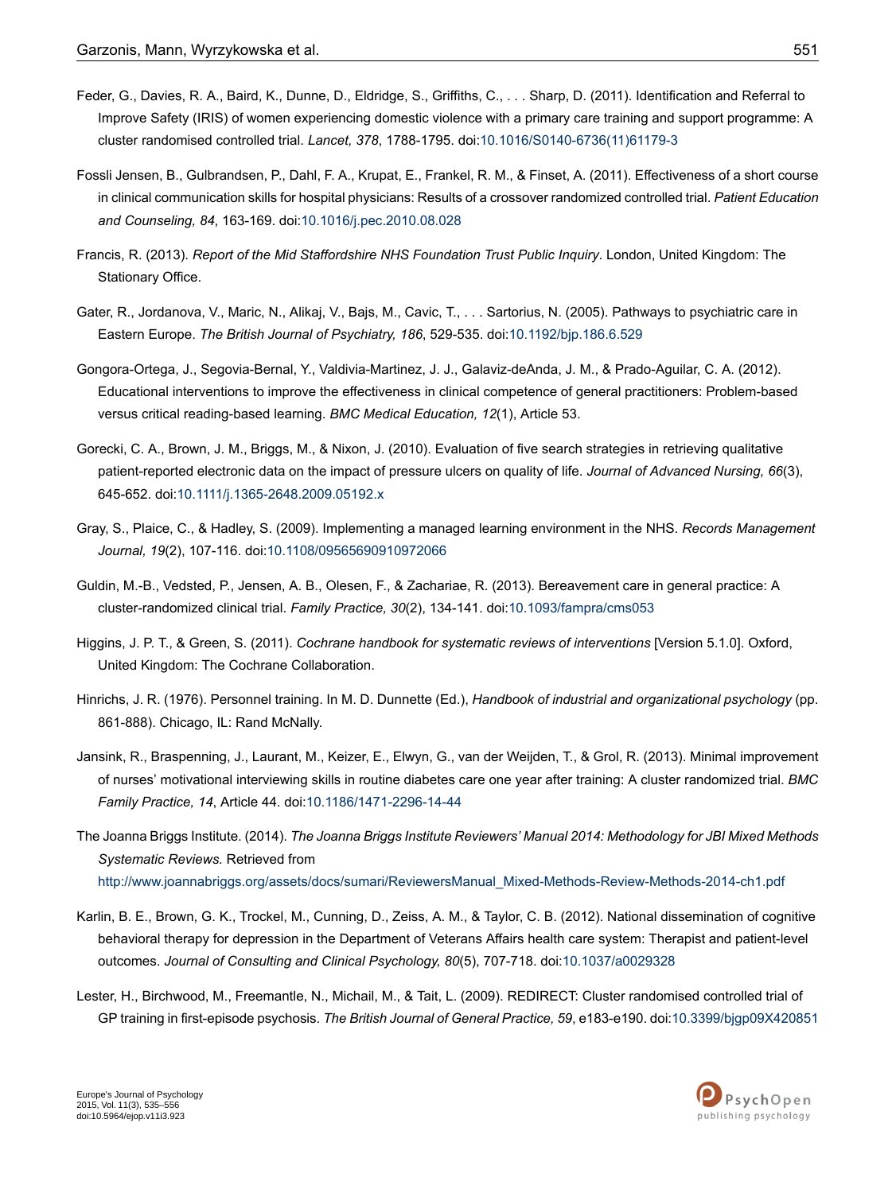Feder, G., Davies, R. A., Baird, K., Dunne, D., Eldridge, S., Griffiths, C., . . . Sharp, D. (2011). Identification and Referral to Improve Safety (IRIS) of women experiencing domestic violence with a primary care training and support programme: A cluster randomised controlled trial. *Lancet, 378*, 1788-1795. doi:10.1016/S0140-6736(11)61179-3

Fossli Jensen, B., Gulbrandsen, P., Dahl, F. A., Krupat, E., Frankel, R. M., & Finset, A. (2011). Effectiveness of a short course in clinical communication skills for hospital physicians: Results of a crossover randomized controlled trial. *Patient Education and Counseling, 84*, 163-169. doi:10.1016/j.pec.2010.08.028

Francis, R. (2013). *Report of the Mid Staffordshire NHS Foundation Trust Public Inquiry*. London, United Kingdom: The Stationary Office.

Gater, R., Jordanova, V., Maric, N., Alikaj, V., Bajs, M., Cavic, T., . . . Sartorius, N. (2005). Pathways to psychiatric care in Eastern Europe. *The British Journal of Psychiatry, 186*, 529-535. doi:10.1192/bjp.186.6.529

Gongora-Ortega, J., Segovia-Bernal, Y., Valdivia-Martinez, J. J., Galaviz-deAnda, J. M., & Prado-Aguilar, C. A. (2012). Educational interventions to improve the effectiveness in clinical competence of general practitioners: Problem-based versus critical reading-based learning. *BMC Medical Education, 12*(1), Article 53.

Gorecki, C. A., Brown, J. M., Briggs, M., & Nixon, J. (2010). Evaluation of five search strategies in retrieving qualitative patient-reported electronic data on the impact of pressure ulcers on quality of life. *Journal of Advanced Nursing, 66*(3), 645-652. doi:10.1111/j.1365-2648.2009.05192.x

Gray, S., Plaice, C., & Hadley, S. (2009). Implementing a managed learning environment in the NHS. *Records Management Journal, 19*(2), 107-116. doi:10.1108/09565690910972066

Guldin, M.-B., Vedsted, P., Jensen, A. B., Olesen, F., & Zachariae, R. (2013). Bereavement care in general practice: A cluster-randomized clinical trial. *Family Practice, 30*(2), 134-141. doi:10.1093/fampra/cms053

Higgins, J. P. T., & Green, S. (2011). *Cochrane handbook for systematic reviews of interventions* [Version 5.1.0]. Oxford, United Kingdom: The Cochrane Collaboration.

Hinrichs, J. R. (1976). Personnel training. In M. D. Dunnette (Ed.), *Handbook of industrial and organizational psychology* (pp. 861-888). Chicago, IL: Rand McNally.

Jansink, R., Braspenning, J., Laurant, M., Keizer, E., Elwyn, G., van der Weijden, T., & Grol, R. (2013). Minimal improvement of nurses' motivational interviewing skills in routine diabetes care one year after training: A cluster randomized trial. *BMC Family Practice, 14*, Article 44. doi:10.1186/1471-2296-14-44

The Joanna Briggs Institute. (2014). *The Joanna Briggs Institute Reviewers' Manual 2014: Methodology for JBI Mixed Methods Systematic Reviews.* Retrieved from http://www.joannabriggs.org/assets/docs/sumari/ReviewersManual_Mixed-Methods-Review-Methods-2014-ch1.pdf

Karlin, B. E., Brown, G. K., Trockel, M., Cunning, D., Zeiss, A. M., & Taylor, C. B. (2012). National dissemination of cognitive behavioral therapy for depression in the Department of Veterans Affairs health care system: Therapist and patient-level outcomes. *Journal of Consulting and Clinical Psychology, 80*(5), 707-718. doi:10.1037/a0029328

Lester, H., Birchwood, M., Freemantle, N., Michail, M., & Tait, L. (2009). REDIRECT: Cluster randomised controlled trial of GP training in first-episode psychosis. *The British Journal of General Practice, 59*, e183-e190. doi:10.3399/bjgp09X420851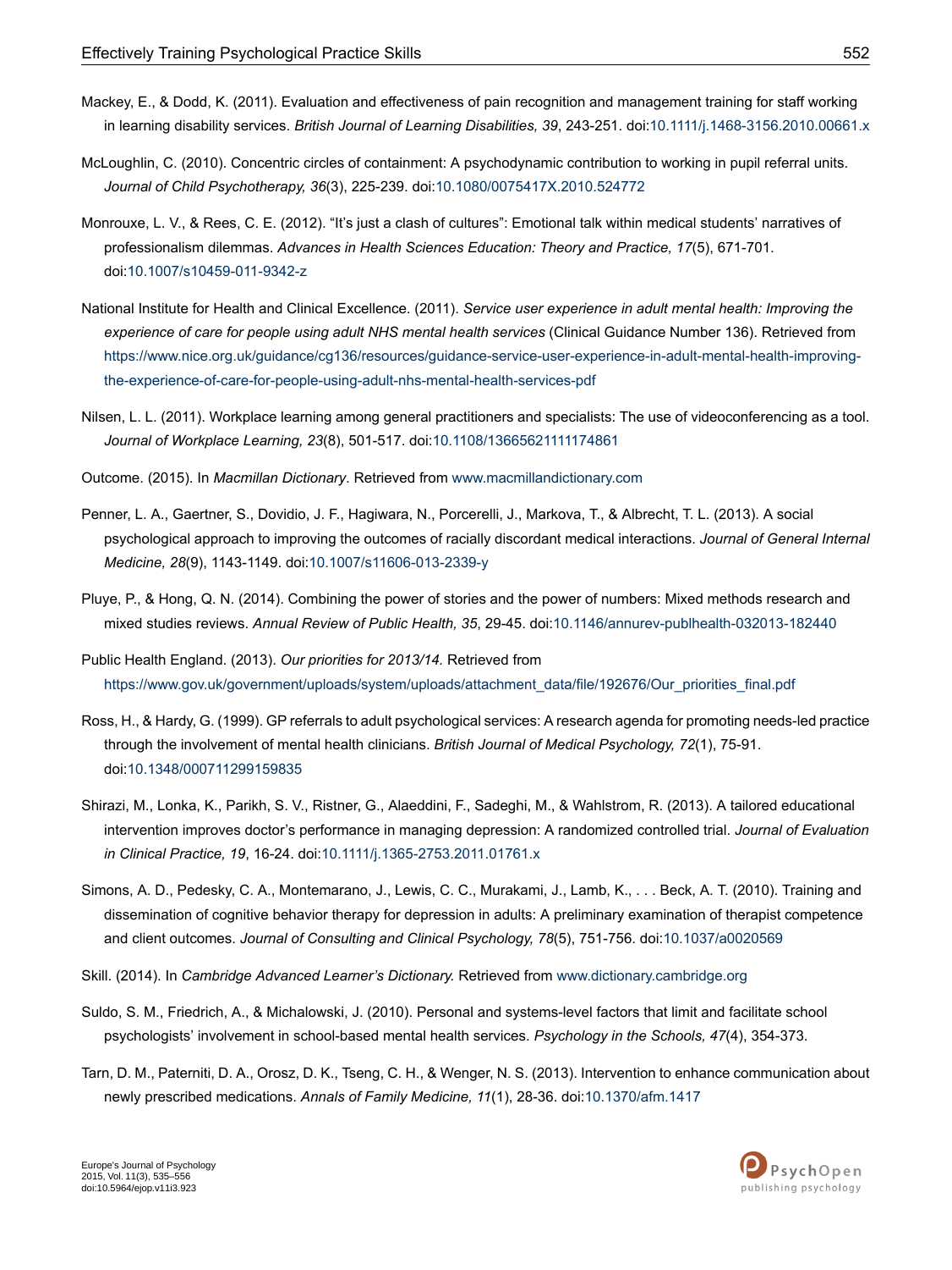Mackey, E., & Dodd, K. (2011). Evaluation and effectiveness of pain recognition and management training for staff working in learning disability services. *British Journal of Learning Disabilities, 39*, 243-251. doi:10.1111/j.1468-3156.2010.00661.x

McLoughlin, C. (2010). Concentric circles of containment: A psychodynamic contribution to working in pupil referral units. *Journal of Child Psychotherapy, 36*(3), 225-239. doi:10.1080/0075417X.2010.524772

Monrouxe, L. V., & Rees, C. E. (2012). "It's just a clash of cultures": Emotional talk within medical students' narratives of professionalism dilemmas. *Advances in Health Sciences Education: Theory and Practice, 17*(5), 671-701. doi:10.1007/s10459-011-9342-z

National Institute for Health and Clinical Excellence. (2011). *Service user experience in adult mental health: Improving the experience of care for people using adult NHS mental health services* (Clinical Guidance Number 136). Retrieved from https://www.nice.org.uk/guidance/cg136/resources/guidance-service-user-experience-in-adult-mental-health-improving-the-experience-of-care-for-people-using-adult-nhs-mental-health-services-pdf

Nilsen, L. L. (2011). Workplace learning among general practitioners and specialists: The use of videoconferencing as a tool. *Journal of Workplace Learning, 23*(8), 501-517. doi:10.1108/13665621111174861

Outcome. (2015). In *Macmillan Dictionary*. Retrieved from www.macmillandictionary.com

Penner, L. A., Gaertner, S., Dovidio, J. F., Hagiwara, N., Porcerelli, J., Markova, T., & Albrecht, T. L. (2013). A social psychological approach to improving the outcomes of racially discordant medical interactions. *Journal of General Internal Medicine, 28*(9), 1143-1149. doi:10.1007/s11606-013-2339-y

Pluye, P., & Hong, Q. N. (2014). Combining the power of stories and the power of numbers: Mixed methods research and mixed studies reviews. *Annual Review of Public Health, 35*, 29-45. doi:10.1146/annurev-publhealth-032013-182440

Public Health England. (2013). *Our priorities for 2013/14.* Retrieved from https://www.gov.uk/government/uploads/system/uploads/attachment_data/file/192676/Our_priorities_final.pdf

Ross, H., & Hardy, G. (1999). GP referrals to adult psychological services: A research agenda for promoting needs-led practice through the involvement of mental health clinicians. *British Journal of Medical Psychology, 72*(1), 75-91. doi:10.1348/000711299159835

Shirazi, M., Lonka, K., Parikh, S. V., Ristner, G., Alaeddini, F., Sadeghi, M., & Wahlstrom, R. (2013). A tailored educational intervention improves doctor's performance in managing depression: A randomized controlled trial. *Journal of Evaluation in Clinical Practice, 19*, 16-24. doi:10.1111/j.1365-2753.2011.01761.x

Simons, A. D., Pedesky, C. A., Montemarano, J., Lewis, C. C., Murakami, J., Lamb, K., . . . Beck, A. T. (2010). Training and dissemination of cognitive behavior therapy for depression in adults: A preliminary examination of therapist competence and client outcomes. *Journal of Consulting and Clinical Psychology, 78*(5), 751-756. doi:10.1037/a0020569

Skill. (2014). In *Cambridge Advanced Learner's Dictionary.* Retrieved from www.dictionary.cambridge.org

Suldo, S. M., Friedrich, A., & Michalowski, J. (2010). Personal and systems-level factors that limit and facilitate school psychologists' involvement in school-based mental health services. *Psychology in the Schools, 47*(4), 354-373.

Tarn, D. M., Paterniti, D. A., Orosz, D. K., Tseng, C. H., & Wenger, N. S. (2013). Intervention to enhance communication about newly prescribed medications. *Annals of Family Medicine, 11*(1), 28-36. doi:10.1370/afm.1417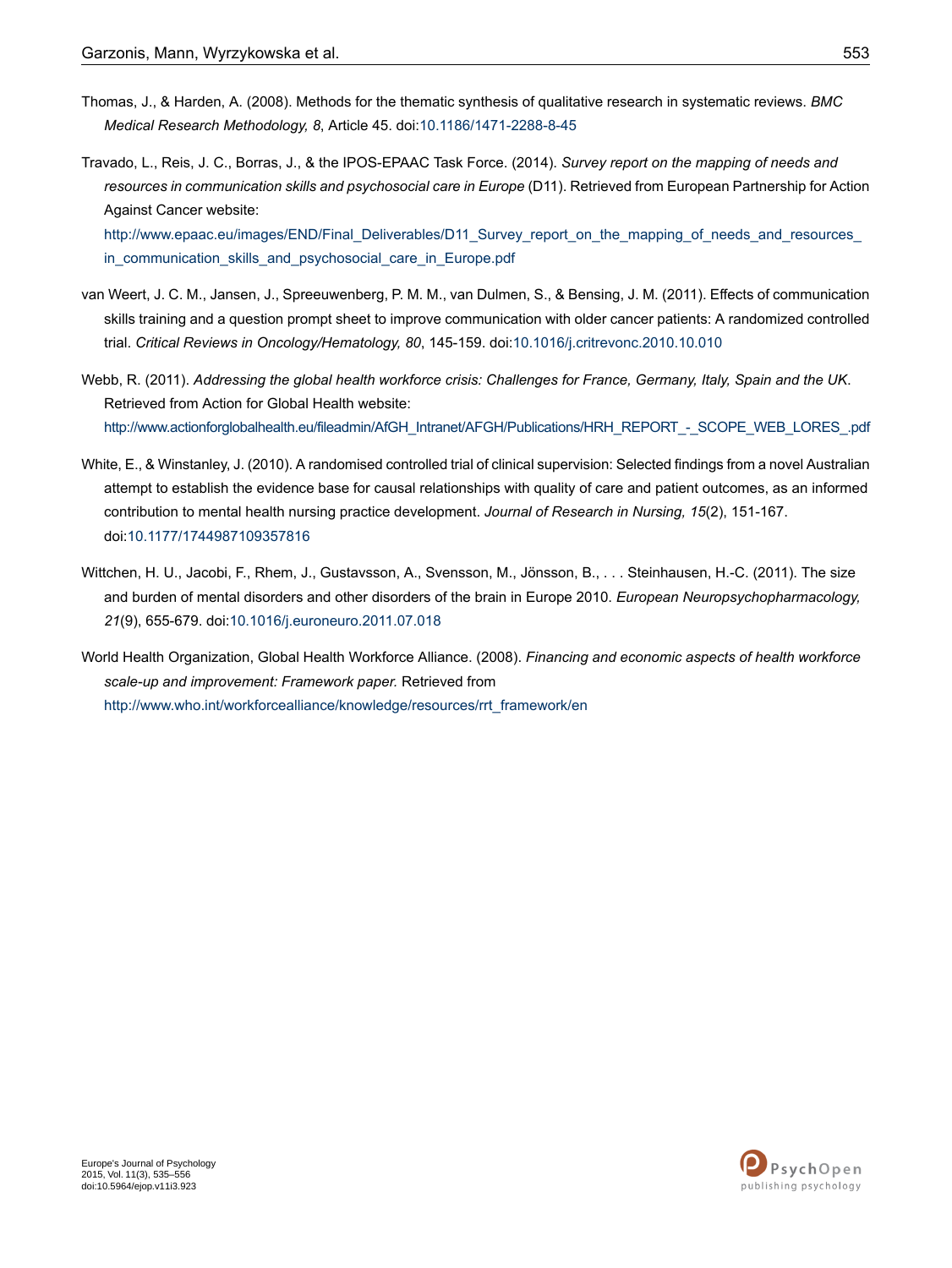Thomas, J., & Harden, A. (2008). Methods for the thematic synthesis of qualitative research in systematic reviews. *BMC Medical Research Methodology, 8*, Article 45. doi:10.1186/1471-2288-8-45

Travado, L., Reis, J. C., Borras, J., & the IPOS-EPAAC Task Force. (2014). *Survey report on the mapping of needs and resources in communication skills and psychosocial care in Europe* (D11). Retrieved from European Partnership for Action Against Cancer website: http://www.epaac.eu/images/END/Final_Deliverables/D11_Survey_report_on_the_mapping_of_needs_and_resources_in_communication_skills_and_psychosocial_care_in_Europe.pdf

van Weert, J. C. M., Jansen, J., Spreeuwenberg, P. M. M., van Dulmen, S., & Bensing, J. M. (2011). Effects of communication skills training and a question prompt sheet to improve communication with older cancer patients: A randomized controlled trial. *Critical Reviews in Oncology/Hematology, 80*, 145-159. doi:10.1016/j.critrevonc.2010.10.010

Webb, R. (2011). *Addressing the global health workforce crisis: Challenges for France, Germany, Italy, Spain and the UK*. Retrieved from Action for Global Health website: http://www.actionforglobalhealth.eu/fileadmin/AfGH_Intranet/AFGH/Publications/HRH_REPORT_-_SCOPE_WEB_LORES_.pdf

White, E., & Winstanley, J. (2010). A randomised controlled trial of clinical supervision: Selected findings from a novel Australian attempt to establish the evidence base for causal relationships with quality of care and patient outcomes, as an informed contribution to mental health nursing practice development. *Journal of Research in Nursing, 15*(2), 151-167. doi:10.1177/1744987109357816

Wittchen, H. U., Jacobi, F., Rhem, J., Gustavsson, A., Svensson, M., Jönsson, B., . . . Steinhausen, H.-C. (2011). The size and burden of mental disorders and other disorders of the brain in Europe 2010. *European Neuropsychopharmacology, 21*(9), 655-679. doi:10.1016/j.euroneuro.2011.07.018

World Health Organization, Global Health Workforce Alliance. (2008). *Financing and economic aspects of health workforce scale-up and improvement: Framework paper.* Retrieved from http://www.who.int/workforcealliance/knowledge/resources/rrt_framework/en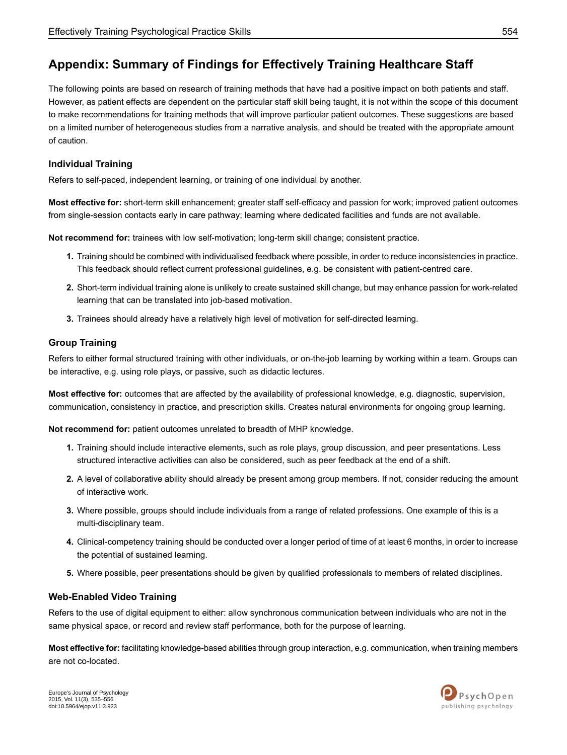## Appendix: Summary of Findings for Effectively Training Healthcare Staff

The following points are based on research of training methods that have had a positive impact on both patients and staff. However, as patient effects are dependent on the particular staff skill being taught, it is not within the scope of this document to make recommendations for training methods that will improve particular patient outcomes. These suggestions are based on a limited number of heterogeneous studies from a narrative analysis, and should be treated with the appropriate amount of caution.

### Individual Training

Refers to self-paced, independent learning, or training of one individual by another.

**Most effective for:** short-term skill enhancement; greater staff self-efficacy and passion for work; improved patient outcomes from single-session contacts early in care pathway; learning where dedicated facilities and funds are not available.

**Not recommend for:** trainees with low self-motivation; long-term skill change; consistent practice.

1. Training should be combined with individualised feedback where possible, in order to reduce inconsistencies in practice. This feedback should reflect current professional guidelines, e.g. be consistent with patient-centred care.
2. Short-term individual training alone is unlikely to create sustained skill change, but may enhance passion for work-related learning that can be translated into job-based motivation.
3. Trainees should already have a relatively high level of motivation for self-directed learning.

### Group Training

Refers to either formal structured training with other individuals, or on-the-job learning by working within a team. Groups can be interactive, e.g. using role plays, or passive, such as didactic lectures.

**Most effective for:** outcomes that are affected by the availability of professional knowledge, e.g. diagnostic, supervision, communication, consistency in practice, and prescription skills. Creates natural environments for ongoing group learning.

**Not recommend for:** patient outcomes unrelated to breadth of MHP knowledge.

1. Training should include interactive elements, such as role plays, group discussion, and peer presentations. Less structured interactive activities can also be considered, such as peer feedback at the end of a shift.
2. A level of collaborative ability should already be present among group members. If not, consider reducing the amount of interactive work.
3. Where possible, groups should include individuals from a range of related professions. One example of this is a multi-disciplinary team.
4. Clinical-competency training should be conducted over a longer period of time of at least 6 months, in order to increase the potential of sustained learning.
5. Where possible, peer presentations should be given by qualified professionals to members of related disciplines.

### Web-Enabled Video Training

Refers to the use of digital equipment to either: allow synchronous communication between individuals who are not in the same physical space, or record and review staff performance, both for the purpose of learning.

**Most effective for:** facilitating knowledge-based abilities through group interaction, e.g. communication, when training members are not co-located.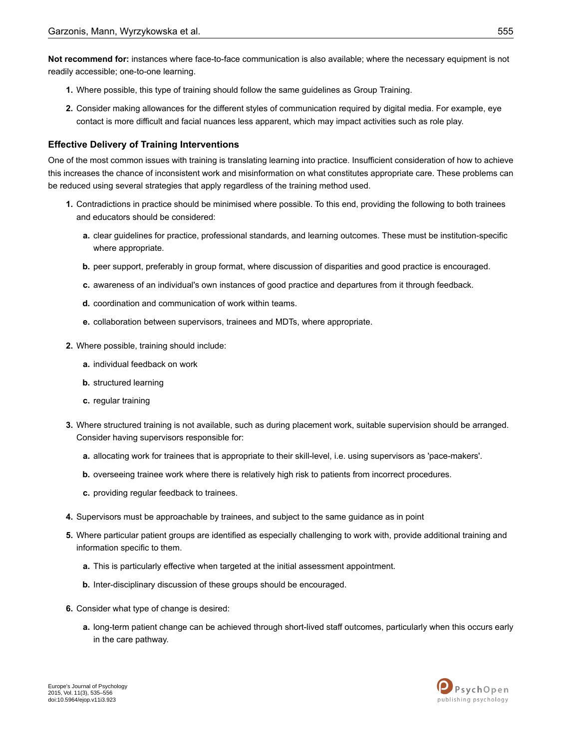**Not recommend for:** instances where face-to-face communication is also available; where the necessary equipment is not readily accessible; one-to-one learning.

1. Where possible, this type of training should follow the same guidelines as Group Training.
2. Consider making allowances for the different styles of communication required by digital media. For example, eye contact is more difficult and facial nuances less apparent, which may impact activities such as role play.

### Effective Delivery of Training Interventions

One of the most common issues with training is translating learning into practice. Insufficient consideration of how to achieve this increases the chance of inconsistent work and misinformation on what constitutes appropriate care. These problems can be reduced using several strategies that apply regardless of the training method used.

1. Contradictions in practice should be minimised where possible. To this end, providing the following to both trainees and educators should be considered:
   a. clear guidelines for practice, professional standards, and learning outcomes. These must be institution-specific where appropriate.
   b. peer support, preferably in group format, where discussion of disparities and good practice is encouraged.
   c. awareness of an individual's own instances of good practice and departures from it through feedback.
   d. coordination and communication of work within teams.
   e. collaboration between supervisors, trainees and MDTs, where appropriate.
2. Where possible, training should include:
   a. individual feedback on work
   b. structured learning
   c. regular training
3. Where structured training is not available, such as during placement work, suitable supervision should be arranged. Consider having supervisors responsible for:
   a. allocating work for trainees that is appropriate to their skill-level, i.e. using supervisors as 'pace-makers'.
   b. overseeing trainee work where there is relatively high risk to patients from incorrect procedures.
   c. providing regular feedback to trainees.
4. Supervisors must be approachable by trainees, and subject to the same guidance as in point
5. Where particular patient groups are identified as especially challenging to work with, provide additional training and information specific to them.
   a. This is particularly effective when targeted at the initial assessment appointment.
   b. Inter-disciplinary discussion of these groups should be encouraged.
6. Consider what type of change is desired:
   a. long-term patient change can be achieved through short-lived staff outcomes, particularly when this occurs early in the care pathway.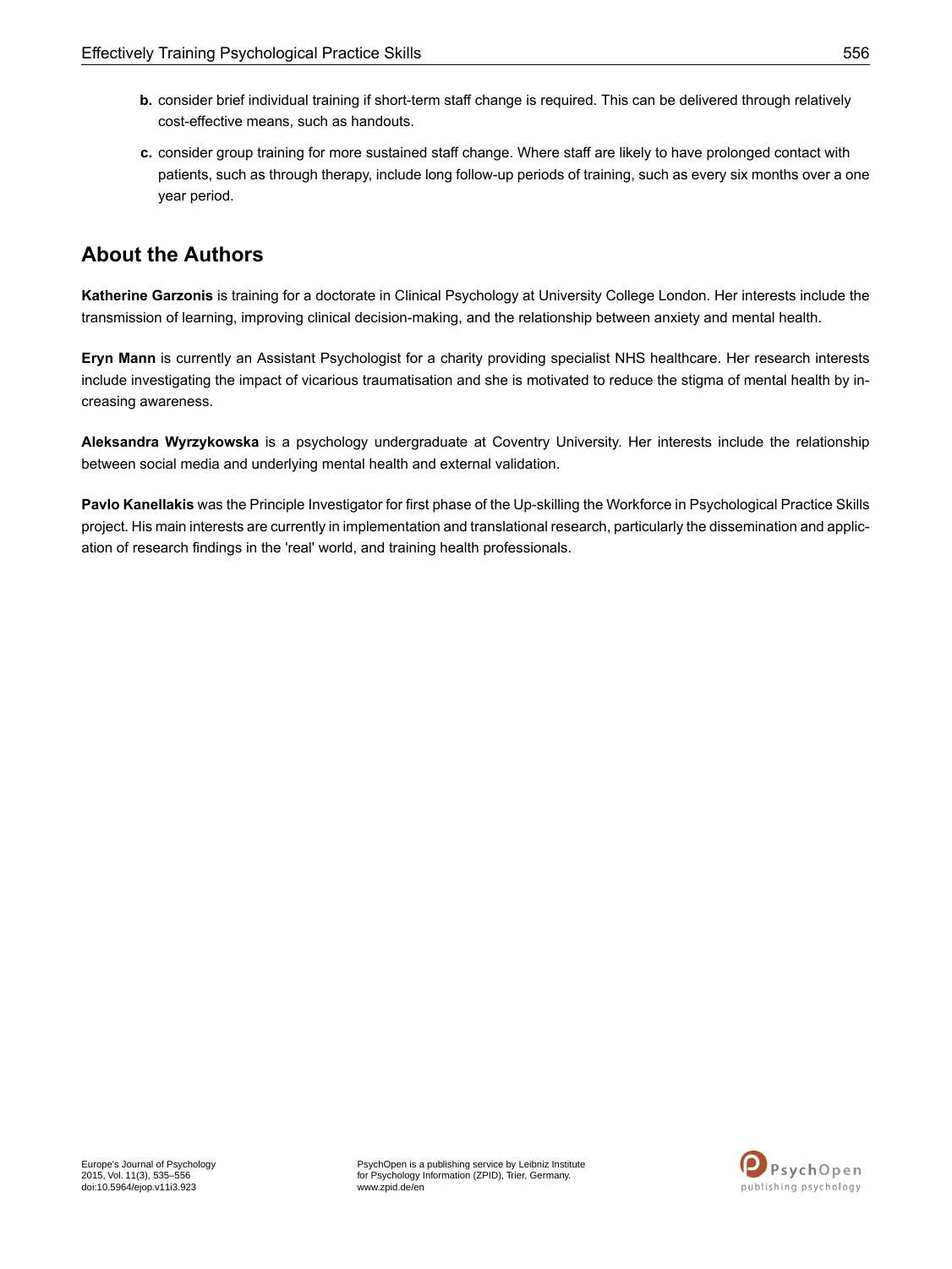**b.** consider brief individual training if short-term staff change is required. This can be delivered through relatively cost-effective means, such as handouts.

**c.** consider group training for more sustained staff change. Where staff are likely to have prolonged contact with patients, such as through therapy, include long follow-up periods of training, such as every six months over a one year period.

## About the Authors

**Katherine Garzonis** is training for a doctorate in Clinical Psychology at University College London. Her interests include the transmission of learning, improving clinical decision-making, and the relationship between anxiety and mental health.

**Eryn Mann** is currently an Assistant Psychologist for a charity providing specialist NHS healthcare. Her research interests include investigating the impact of vicarious traumatisation and she is motivated to reduce the stigma of mental health by increasing awareness.

**Aleksandra Wyrzykowska** is a psychology undergraduate at Coventry University. Her interests include the relationship between social media and underlying mental health and external validation.

**Pavlo Kanellakis** was the Principle Investigator for first phase of the Up-skilling the Workforce in Psychological Practice Skills project. His main interests are currently in implementation and translational research, particularly the dissemination and application of research findings in the 'real' world, and training health professionals.